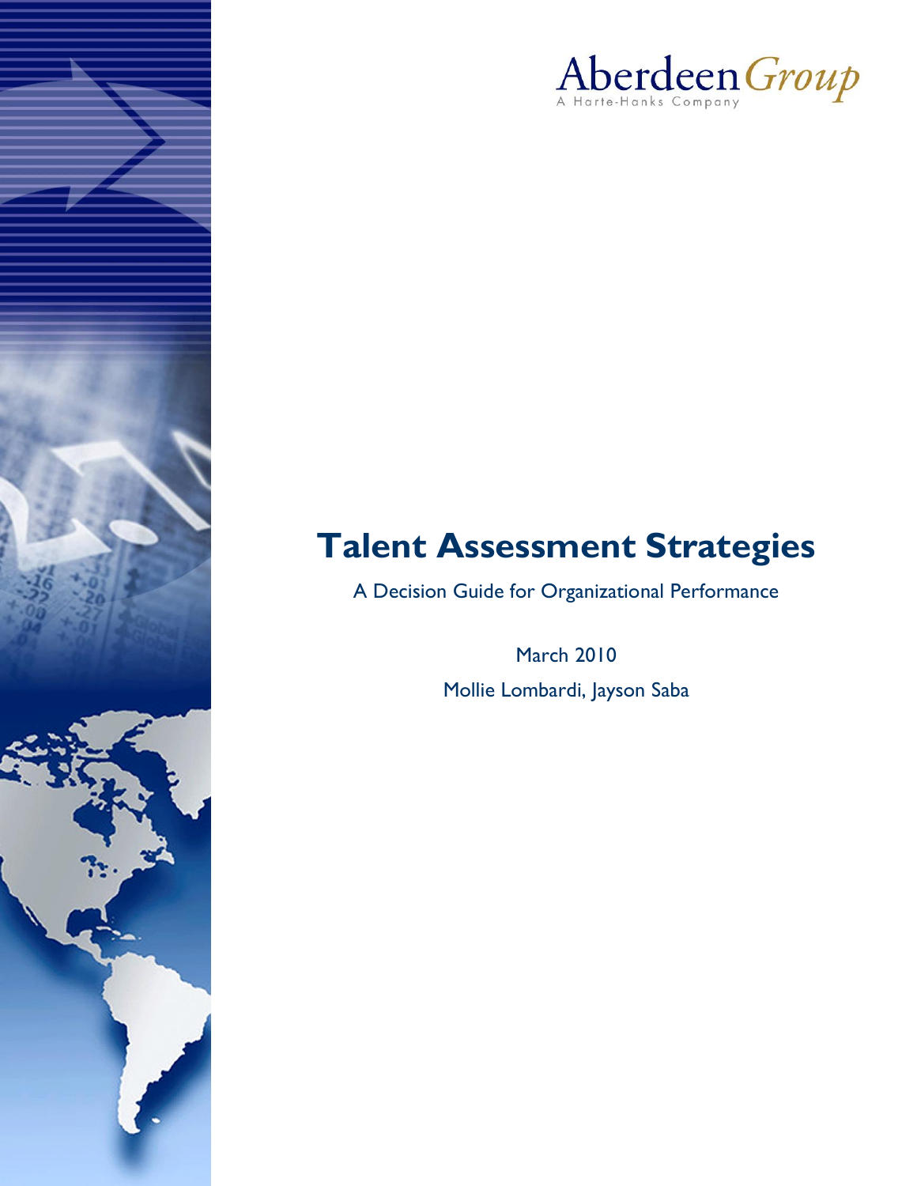Aberdeen*Group*

A Harte-Hanks Company

# Talent Assessment Strategies

A Decision Guide for Organizational Performance

March 2010

Mollie Lombardi, Jayson Saba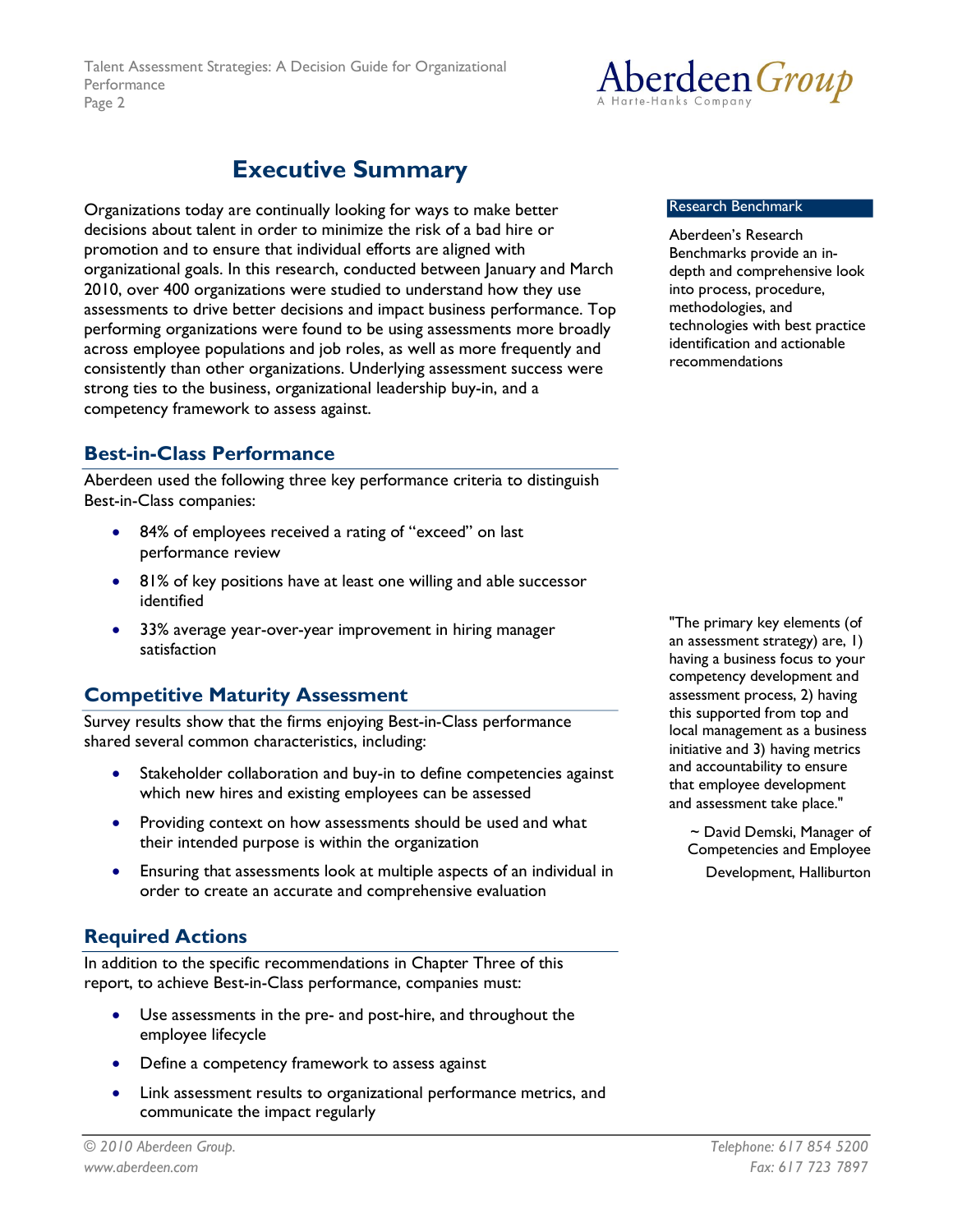# Executive Summary

Organizations today are continually looking for ways to make better decisions about talent in order to minimize the risk of a bad hire or promotion and to ensure that individual efforts are aligned with organizational goals. In this research, conducted between January and March 2010, over 400 organizations were studied to understand how they use assessments to drive better decisions and impact business performance. Top performing organizations were found to be using assessments more broadly across employee populations and job roles, as well as more frequently and consistently than other organizations. Underlying assessment success were strong ties to the business, organizational leadership buy-in, and a competency framework to assess against.

**Research Benchmark**

Aberdeen's Research Benchmarks provide an in-depth and comprehensive look into process, procedure, methodologies, and technologies with best practice identification and actionable recommendations

## Best-in-Class Performance

Aberdeen used the following three key performance criteria to distinguish Best-in-Class companies:

- 84% of employees received a rating of "exceed" on last performance review
- 81% of key positions have at least one willing and able successor identified
- 33% average year-over-year improvement in hiring manager satisfaction

"The primary key elements (of an assessment strategy) are, 1) having a business focus to your competency development and assessment process, 2) having this supported from top and local management as a business initiative and 3) having metrics and accountability to ensure that employee development and assessment take place."

~ David Demski, Manager of Competencies and Employee Development, Halliburton

## Competitive Maturity Assessment

Survey results show that the firms enjoying Best-in-Class performance shared several common characteristics, including:

- Stakeholder collaboration and buy-in to define competencies against which new hires and existing employees can be assessed
- Providing context on how assessments should be used and what their intended purpose is within the organization
- Ensuring that assessments look at multiple aspects of an individual in order to create an accurate and comprehensive evaluation

## Required Actions

In addition to the specific recommendations in Chapter Three of this report, to achieve Best-in-Class performance, companies must:

- Use assessments in the pre- and post-hire, and throughout the employee lifecycle
- Define a competency framework to assess against
- Link assessment results to organizational performance metrics, and communicate the impact regularly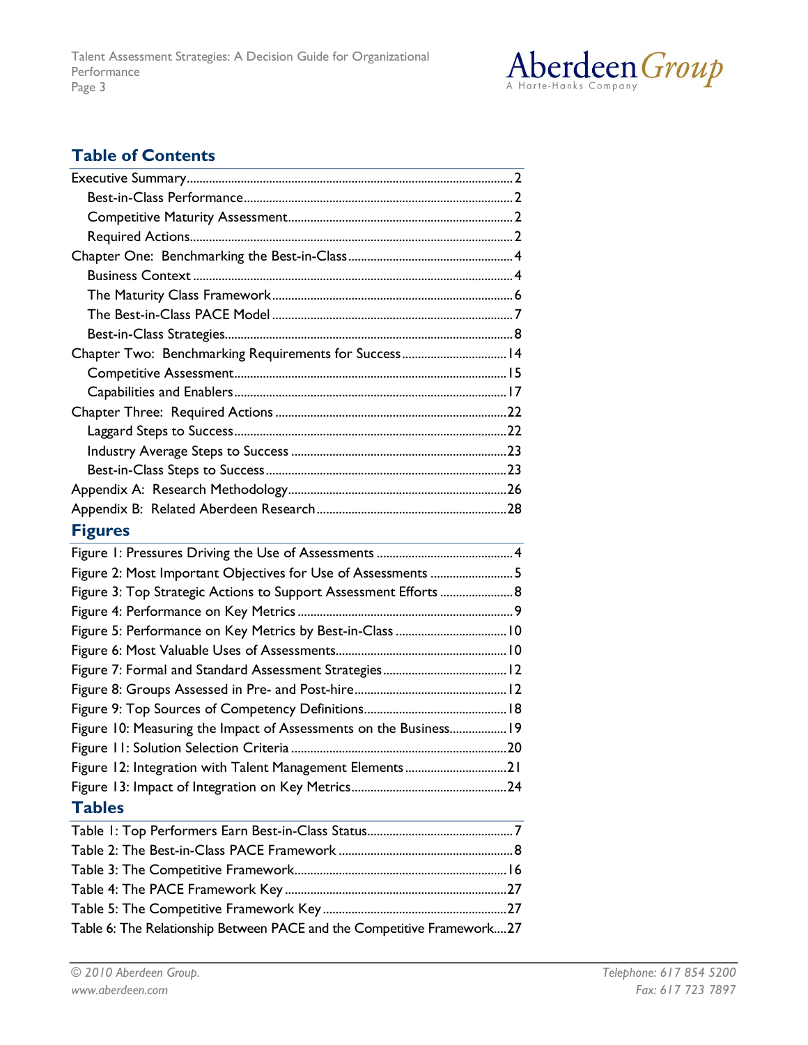## Table of Contents

Executive Summary....................................................................................................2
- Best-in-Class Performance....................................................................................2
- Competitive Maturity Assessment..........................................................................2
- Required Actions....................................................................................................2

Chapter One: Benchmarking the Best-in-Class......................................................4
- Business Context....................................................................................................4
- The Maturity Class Framework...............................................................................6
- The Best-in-Class PACE Model...............................................................................7
- Best-in-Class Strategies...........................................................................................8

Chapter Two: Benchmarking Requirements for Success.......................................14
- Competitive Assessment........................................................................................15
- Capabilities and Enablers.......................................................................................17

Chapter Three: Required Actions............................................................................22
- Laggard Steps to Success.......................................................................................22
- Industry Average Steps to Success........................................................................23
- Best-in-Class Steps to Success...............................................................................23

Appendix A: Research Methodology.......................................................................26

Appendix B: Related Aberdeen Research................................................................28

## Figures

Figure 1: Pressures Driving the Use of Assessments ..............................................4
Figure 2: Most Important Objectives for Use of Assessments .................................5
Figure 3: Top Strategic Actions to Support Assessment Efforts ...............................8
Figure 4: Performance on Key Metrics ......................................................................9
Figure 5: Performance on Key Metrics by Best-in-Class ........................................10
Figure 6: Most Valuable Uses of Assessments.........................................................10
Figure 7: Formal and Standard Assessment Strategies...........................................12
Figure 8: Groups Assessed in Pre- and Post-hire.....................................................12
Figure 9: Top Sources of Competency Definitions...................................................18
Figure 10: Measuring the Impact of Assessments on the Business.........................19
Figure 11: Solution Selection Criteria ......................................................................20
Figure 12: Integration with Talent Management Elements.......................................21
Figure 13: Impact of Integration on Key Metrics.......................................................24

## Tables

Table 1: Top Performers Earn Best-in-Class Status...................................................7
Table 2: The Best-in-Class PACE Framework ...........................................................8
Table 3: The Competitive Framework.......................................................................16
Table 4: The PACE Framework Key .........................................................................27
Table 5: The Competitive Framework Key ...............................................................27
Table 6: The Relationship Between PACE and the Competitive Framework....27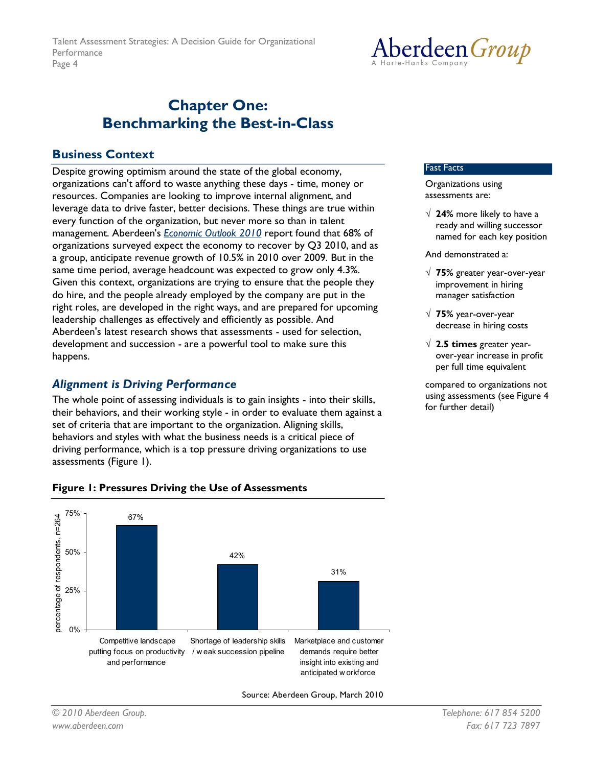# Chapter One: Benchmarking the Best-in-Class

## Business Context

Despite growing optimism around the state of the global economy, organizations can't afford to waste anything these days - time, money or resources. Companies are looking to improve internal alignment, and leverage data to drive faster, better decisions. These things are true within every function of the organization, but never more so than in talent management. Aberdeen's *Economic Outlook 2010* report found that 68% of organizations surveyed expect the economy to recover by Q3 2010, and as a group, anticipate revenue growth of 10.5% in 2010 over 2009. But in the same time period, average headcount was expected to grow only 4.3%. Given this context, organizations are trying to ensure that the people they do hire, and the people already employed by the company are put in the right roles, are developed in the right ways, and are prepared for upcoming leadership challenges as effectively and efficiently as possible. And Aberdeen's latest research shows that assessments - used for selection, development and succession - are a powerful tool to make sure this happens.

**Fast Facts**

Organizations using assessments are:

- √ **24%** more likely to have a ready and willing successor named for each key position

And demonstrated a:

- √ **75%** greater year-over-year improvement in hiring manager satisfaction
- √ **75%** year-over-year decrease in hiring costs
- √ **2.5 times** greater year-over-year increase in profit per full time equivalent

compared to organizations not using assessments (see Figure 4 for further detail)

## *Alignment is Driving Performance*

The whole point of assessing individuals is to gain insights - into their skills, their behaviors, and their working style - in order to evaluate them against a set of criteria that are important to the organization. Aligning skills, behaviors and styles with what the business needs is a critical piece of driving performance, which is a top pressure driving organizations to use assessments (Figure 1).

**Figure 1: Pressures Driving the Use of Assessments**

| Pressure | Percentage of respondents, n=264 |
|---|---|
| Competitive landscape putting focus on productivity and performance | 67% |
| Shortage of leadership skills / weak succession pipeline | 42% |
| Marketplace and customer demands require better insight into existing and anticipated workforce | 31% |

Source: Aberdeen Group, March 2010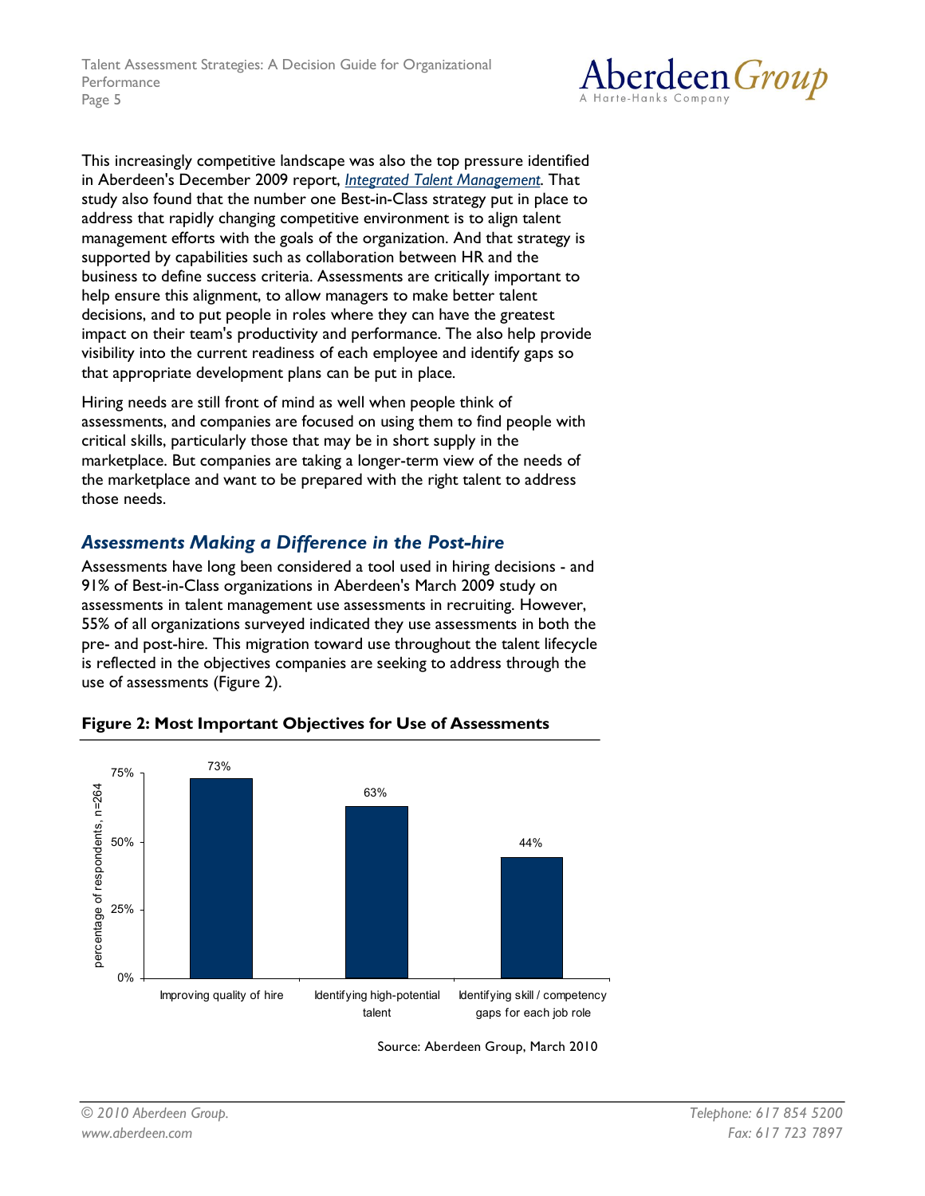This increasingly competitive landscape was also the top pressure identified in Aberdeen's December 2009 report, *Integrated Talent Management*. That study also found that the number one Best-in-Class strategy put in place to address that rapidly changing competitive environment is to align talent management efforts with the goals of the organization. And that strategy is supported by capabilities such as collaboration between HR and the business to define success criteria. Assessments are critically important to help ensure this alignment, to allow managers to make better talent decisions, and to put people in roles where they can have the greatest impact on their team's productivity and performance. The also help provide visibility into the current readiness of each employee and identify gaps so that appropriate development plans can be put in place.

Hiring needs are still front of mind as well when people think of assessments, and companies are focused on using them to find people with critical skills, particularly those that may be in short supply in the marketplace. But companies are taking a longer-term view of the needs of the marketplace and want to be prepared with the right talent to address those needs.

## *Assessments Making a Difference in the Post-hire*

Assessments have long been considered a tool used in hiring decisions - and 91% of Best-in-Class organizations in Aberdeen's March 2009 study on assessments in talent management use assessments in recruiting. However, 55% of all organizations surveyed indicated they use assessments in both the pre- and post-hire. This migration toward use throughout the talent lifecycle is reflected in the objectives companies are seeking to address through the use of assessments (Figure 2).

**Figure 2: Most Important Objectives for Use of Assessments**

| Objective | Percentage of respondents, n=264 |
|---|---|
| Improving quality of hire | 73% |
| Identifying high-potential talent | 63% |
| Identifying skill / competency gaps for each job role | 44% |

Source: Aberdeen Group, March 2010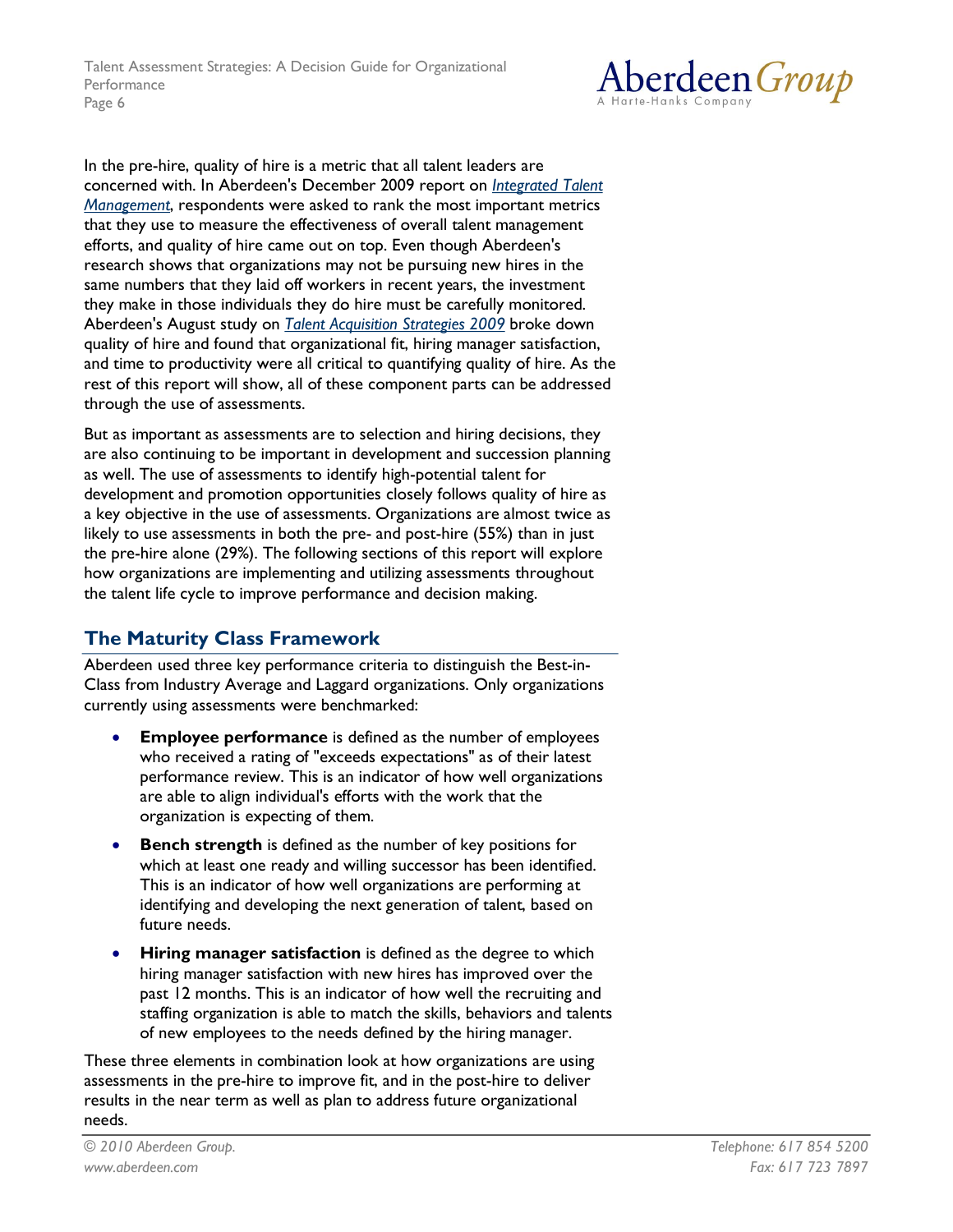In the pre-hire, quality of hire is a metric that all talent leaders are concerned with. In Aberdeen's December 2009 report on *Integrated Talent Management*, respondents were asked to rank the most important metrics that they use to measure the effectiveness of overall talent management efforts, and quality of hire came out on top. Even though Aberdeen's research shows that organizations may not be pursuing new hires in the same numbers that they laid off workers in recent years, the investment they make in those individuals they do hire must be carefully monitored. Aberdeen's August study on *Talent Acquisition Strategies 2009* broke down quality of hire and found that organizational fit, hiring manager satisfaction, and time to productivity were all critical to quantifying quality of hire. As the rest of this report will show, all of these component parts can be addressed through the use of assessments.

But as important as assessments are to selection and hiring decisions, they are also continuing to be important in development and succession planning as well. The use of assessments to identify high-potential talent for development and promotion opportunities closely follows quality of hire as a key objective in the use of assessments. Organizations are almost twice as likely to use assessments in both the pre- and post-hire (55%) than in just the pre-hire alone (29%). The following sections of this report will explore how organizations are implementing and utilizing assessments throughout the talent life cycle to improve performance and decision making.

## The Maturity Class Framework

Aberdeen used three key performance criteria to distinguish the Best-in-Class from Industry Average and Laggard organizations. Only organizations currently using assessments were benchmarked:

- **Employee performance** is defined as the number of employees who received a rating of "exceeds expectations" as of their latest performance review. This is an indicator of how well organizations are able to align individual's efforts with the work that the organization is expecting of them.
- **Bench strength** is defined as the number of key positions for which at least one ready and willing successor has been identified. This is an indicator of how well organizations are performing at identifying and developing the next generation of talent, based on future needs.
- **Hiring manager satisfaction** is defined as the degree to which hiring manager satisfaction with new hires has improved over the past 12 months. This is an indicator of how well the recruiting and staffing organization is able to match the skills, behaviors and talents of new employees to the needs defined by the hiring manager.

These three elements in combination look at how organizations are using assessments in the pre-hire to improve fit, and in the post-hire to deliver results in the near term as well as plan to address future organizational needs.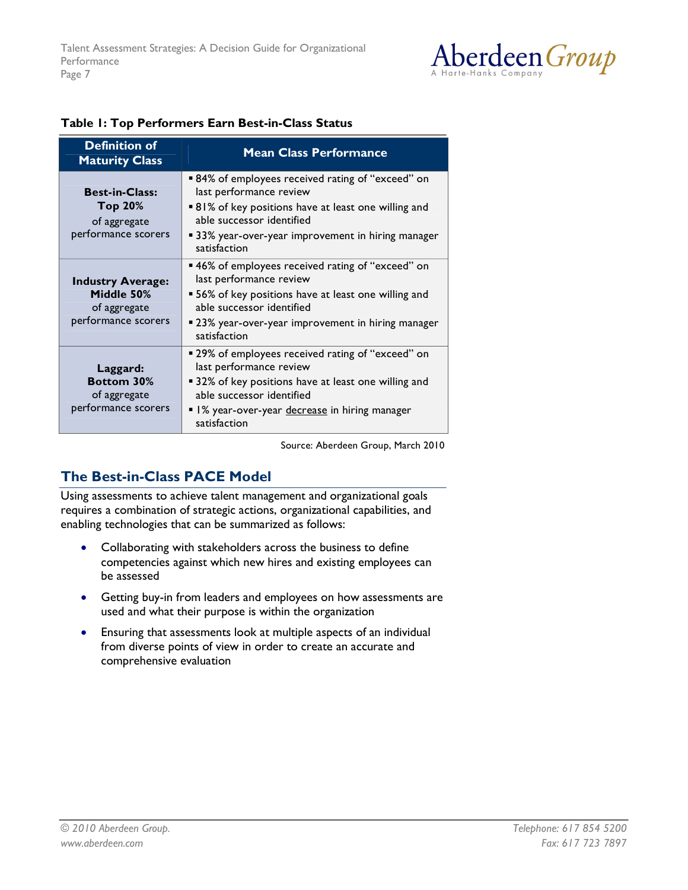**Table 1: Top Performers Earn Best-in-Class Status**

| Definition of Maturity Class | Mean Class Performance |
|---|---|
| **Best-in-Class: Top 20%** of aggregate performance scorers | ▪ 84% of employees received rating of "exceed" on last performance review<br>▪ 81% of key positions have at least one willing and able successor identified<br>▪ 33% year-over-year improvement in hiring manager satisfaction |
| **Industry Average: Middle 50%** of aggregate performance scorers | ▪ 46% of employees received rating of "exceed" on last performance review<br>▪ 56% of key positions have at least one willing and able successor identified<br>▪ 23% year-over-year improvement in hiring manager satisfaction |
| **Laggard: Bottom 30%** of aggregate performance scorers | ▪ 29% of employees received rating of "exceed" on last performance review<br>▪ 32% of key positions have at least one willing and able successor identified<br>▪ 1% year-over-year <u>decrease</u> in hiring manager satisfaction |

Source: Aberdeen Group, March 2010

## The Best-in-Class PACE Model

Using assessments to achieve talent management and organizational goals requires a combination of strategic actions, organizational capabilities, and enabling technologies that can be summarized as follows:

- Collaborating with stakeholders across the business to define competencies against which new hires and existing employees can be assessed
- Getting buy-in from leaders and employees on how assessments are used and what their purpose is within the organization
- Ensuring that assessments look at multiple aspects of an individual from diverse points of view in order to create an accurate and comprehensive evaluation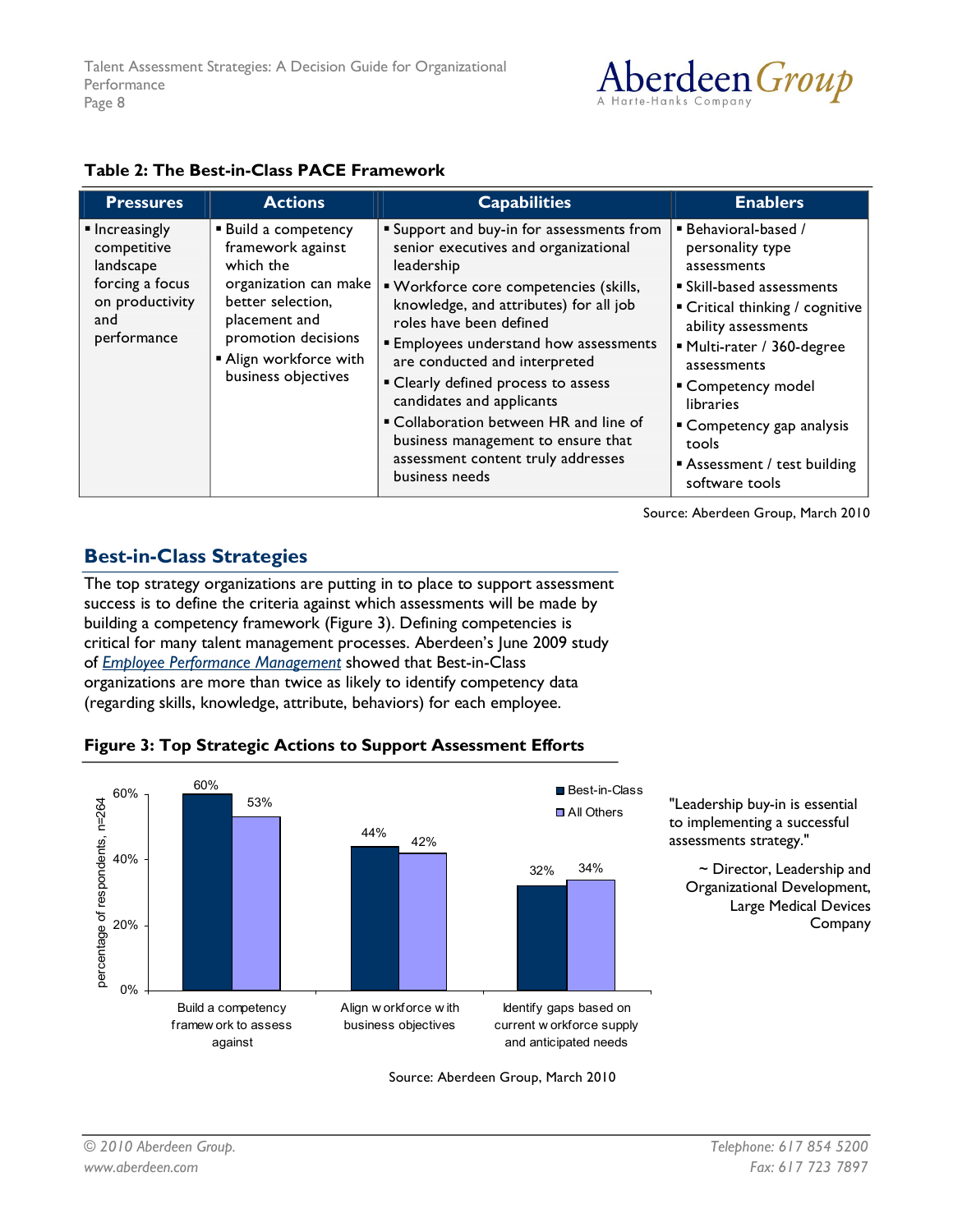**Table 2: The Best-in-Class PACE Framework**

| Pressures | Actions | Capabilities | Enablers |
|---|---|---|---|
| ▪ Increasingly competitive landscape forcing a focus on productivity and performance | ▪ Build a competency framework against which the organization can make better selection, placement and promotion decisions<br>▪ Align workforce with business objectives | ▪ Support and buy-in for assessments from senior executives and organizational leadership<br>▪ Workforce core competencies (skills, knowledge, and attributes) for all job roles have been defined<br>▪ Employees understand how assessments are conducted and interpreted<br>▪ Clearly defined process to assess candidates and applicants<br>▪ Collaboration between HR and line of business management to ensure that assessment content truly addresses business needs | ▪ Behavioral-based / personality type assessments<br>▪ Skill-based assessments<br>▪ Critical thinking / cognitive ability assessments<br>▪ Multi-rater / 360-degree assessments<br>▪ Competency model libraries<br>▪ Competency gap analysis tools<br>▪ Assessment / test building software tools |

Source: Aberdeen Group, March 2010

## Best-in-Class Strategies

The top strategy organizations are putting in to place to support assessment success is to define the criteria against which assessments will be made by building a competency framework (Figure 3). Defining competencies is critical for many talent management processes. Aberdeen's June 2009 study of *Employee Performance Management* showed that Best-in-Class organizations are more than twice as likely to identify competency data (regarding skills, knowledge, attribute, behaviors) for each employee.

**Figure 3: Top Strategic Actions to Support Assessment Efforts**

| Action | Best-in-Class | All Others |
|---|---|---|
| Build a competency framework to assess against | 60% | 53% |
| Align workforce with business objectives | 44% | 42% |
| Identify gaps based on current workforce supply and anticipated needs | 32% | 34% |

(percentage of respondents, n=264)

Source: Aberdeen Group, March 2010

"Leadership buy-in is essential to implementing a successful assessments strategy."

~ Director, Leadership and Organizational Development, Large Medical Devices Company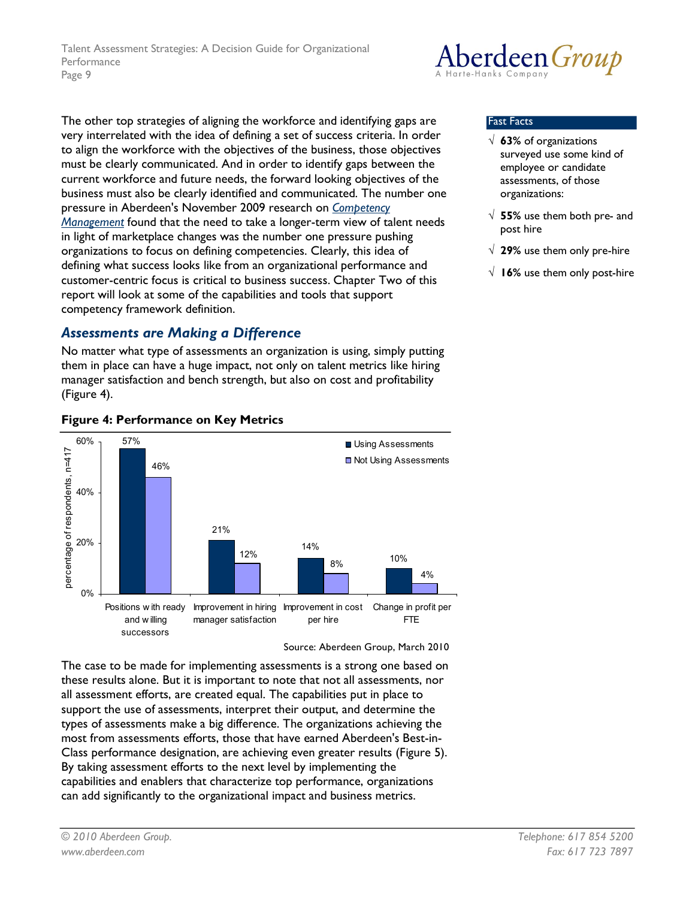The other top strategies of aligning the workforce and identifying gaps are very interrelated with the idea of defining a set of success criteria. In order to align the workforce with the objectives of the business, those objectives must be clearly communicated. And in order to identify gaps between the current workforce and future needs, the forward looking objectives of the business must also be clearly identified and communicated. The number one pressure in Aberdeen's November 2009 research on *Competency Management* found that the need to take a longer-term view of talent needs in light of marketplace changes was the number one pressure pushing organizations to focus on defining competencies. Clearly, this idea of defining what success looks like from an organizational performance and customer-centric focus is critical to business success. Chapter Two of this report will look at some of the capabilities and tools that support competency framework definition.

**Fast Facts**

- √ **63%** of organizations surveyed use some kind of employee or candidate assessments, of those organizations:
- √ **55%** use them both pre- and post hire
- √ **29%** use them only pre-hire
- √ **16%** use them only post-hire

## *Assessments are Making a Difference*

No matter what type of assessments an organization is using, simply putting them in place can have a huge impact, not only on talent metrics like hiring manager satisfaction and bench strength, but also on cost and profitability (Figure 4).

**Figure 4: Performance on Key Metrics**

| Metric (percentage of respondents, n=417) | Using Assessments | Not Using Assessments |
|---|---|---|
| Positions with ready and willing successors | 57% | 46% |
| Improvement in hiring manager satisfaction | 21% | 12% |
| Improvement in cost per hire | 14% | 8% |
| Change in profit per FTE | 10% | 4% |

Source: Aberdeen Group, March 2010

The case to be made for implementing assessments is a strong one based on these results alone. But it is important to note that not all assessments, nor all assessment efforts, are created equal. The capabilities put in place to support the use of assessments, interpret their output, and determine the types of assessments make a big difference. The organizations achieving the most from assessments efforts, those that have earned Aberdeen's Best-in-Class performance designation, are achieving even greater results (Figure 5). By taking assessment efforts to the next level by implementing the capabilities and enablers that characterize top performance, organizations can add significantly to the organizational impact and business metrics.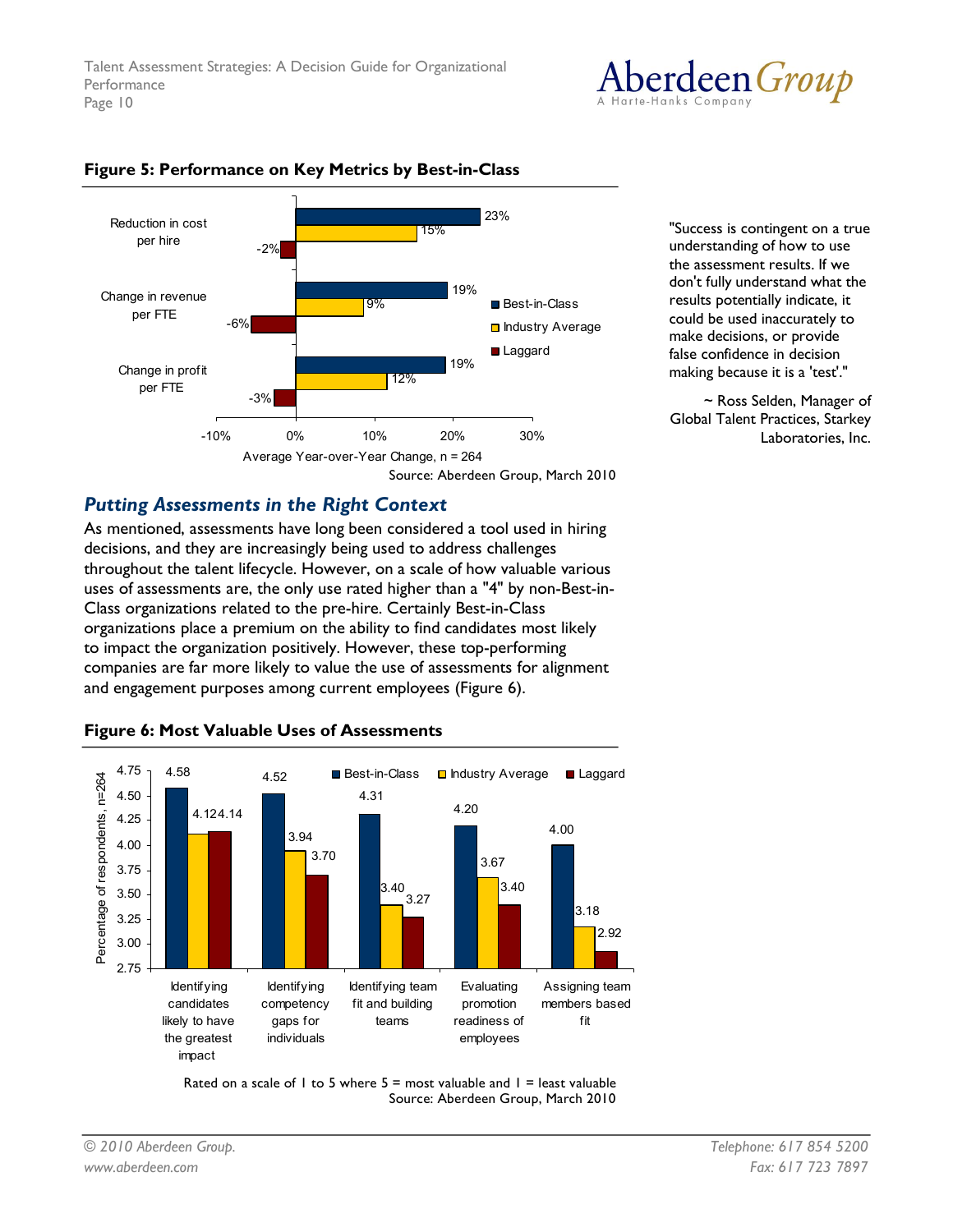**Figure 5: Performance on Key Metrics by Best-in-Class**

| | Best-in-Class | Industry Average | Laggard |
|---|---|---|---|
| Reduction in cost per hire | 23% | 15% | -2% |
| Change in revenue per FTE | 19% | 9% | -6% |
| Change in profit per FTE | 19% | 12% | -3% |

Average Year-over-Year Change, n = 264

Source: Aberdeen Group, March 2010

"Success is contingent on a true understanding of how to use the assessment results. If we don't fully understand what the results potentially indicate, it could be used inaccurately to make decisions, or provide false confidence in decision making because it is a 'test'."

~ Ross Selden, Manager of Global Talent Practices, Starkey Laboratories, Inc.

## *Putting Assessments in the Right Context*

As mentioned, assessments have long been considered a tool used in hiring decisions, and they are increasingly being used to address challenges throughout the talent lifecycle. However, on a scale of how valuable various uses of assessments are, the only use rated higher than a "4" by non-Best-in-Class organizations related to the pre-hire. Certainly Best-in-Class organizations place a premium on the ability to find candidates most likely to impact the organization positively. However, these top-performing companies are far more likely to value the use of assessments for alignment and engagement purposes among current employees (Figure 6).

**Figure 6: Most Valuable Uses of Assessments**

| | Best-in-Class | Industry Average | Laggard |
|---|---|---|---|
| Identifying candidates likely to have the greatest impact | 4.58 | 4.12 | 4.14 |
| Identifying competency gaps for individuals | 4.52 | 3.94 | 3.70 |
| Identifying team fit and building teams | 4.31 | 3.40 | 3.27 |
| Evaluating promotion readiness of employees | 4.20 | 3.67 | 3.40 |
| Assigning team members based fit | 4.00 | 3.18 | 2.92 |

Percentage of respondents, n=264

Rated on a scale of 1 to 5 where 5 = most valuable and 1 = least valuable

Source: Aberdeen Group, March 2010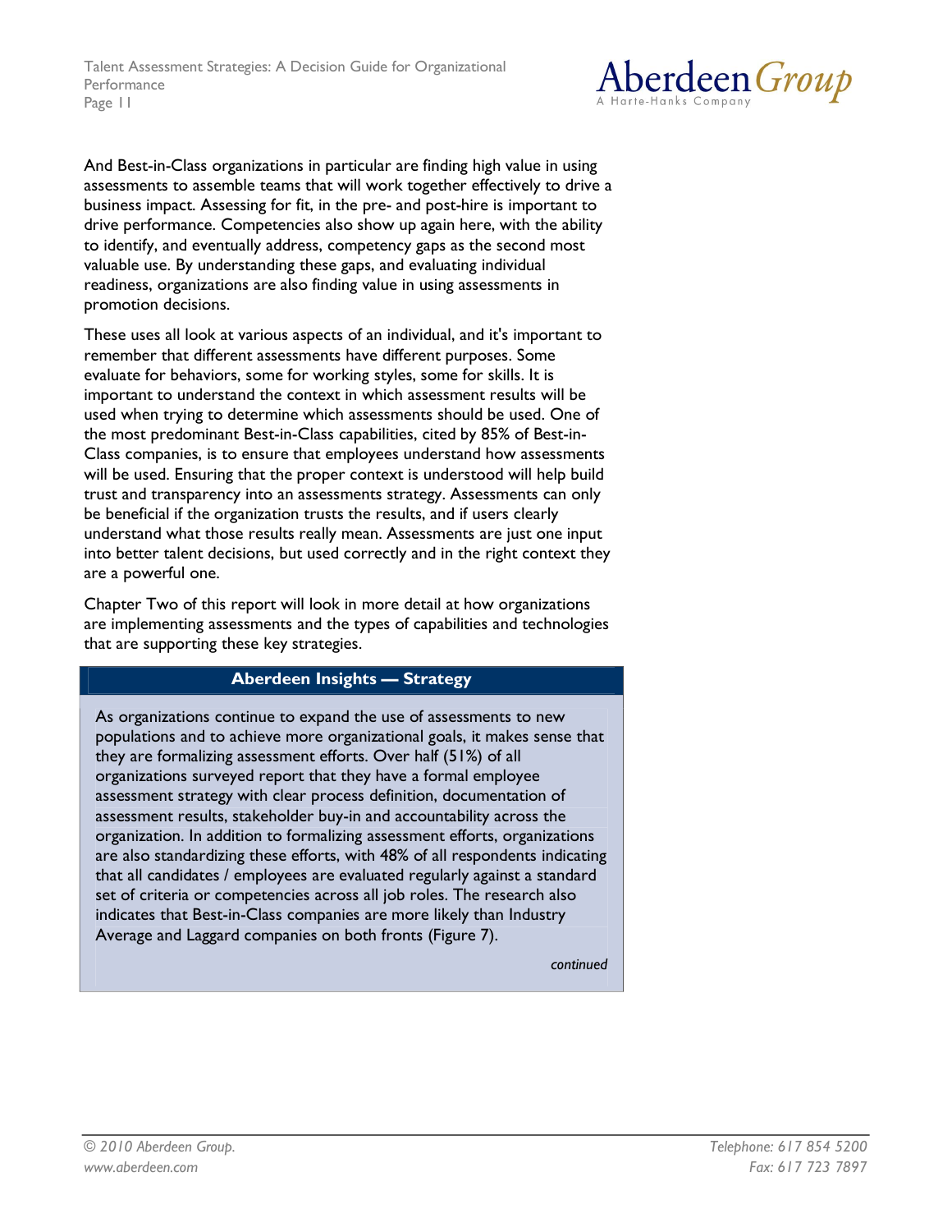And Best-in-Class organizations in particular are finding high value in using assessments to assemble teams that will work together effectively to drive a business impact. Assessing for fit, in the pre- and post-hire is important to drive performance. Competencies also show up again here, with the ability to identify, and eventually address, competency gaps as the second most valuable use. By understanding these gaps, and evaluating individual readiness, organizations are also finding value in using assessments in promotion decisions.

These uses all look at various aspects of an individual, and it's important to remember that different assessments have different purposes. Some evaluate for behaviors, some for working styles, some for skills. It is important to understand the context in which assessment results will be used when trying to determine which assessments should be used. One of the most predominant Best-in-Class capabilities, cited by 85% of Best-in-Class companies, is to ensure that employees understand how assessments will be used. Ensuring that the proper context is understood will help build trust and transparency into an assessments strategy. Assessments can only be beneficial if the organization trusts the results, and if users clearly understand what those results really mean. Assessments are just one input into better talent decisions, but used correctly and in the right context they are a powerful one.

Chapter Two of this report will look in more detail at how organizations are implementing assessments and the types of capabilities and technologies that are supporting these key strategies.

**Aberdeen Insights — Strategy**

As organizations continue to expand the use of assessments to new populations and to achieve more organizational goals, it makes sense that they are formalizing assessment efforts. Over half (51%) of all organizations surveyed report that they have a formal employee assessment strategy with clear process definition, documentation of assessment results, stakeholder buy-in and accountability across the organization. In addition to formalizing assessment efforts, organizations are also standardizing these efforts, with 48% of all respondents indicating that all candidates / employees are evaluated regularly against a standard set of criteria or competencies across all job roles. The research also indicates that Best-in-Class companies are more likely than Industry Average and Laggard companies on both fronts (Figure 7).

*continued*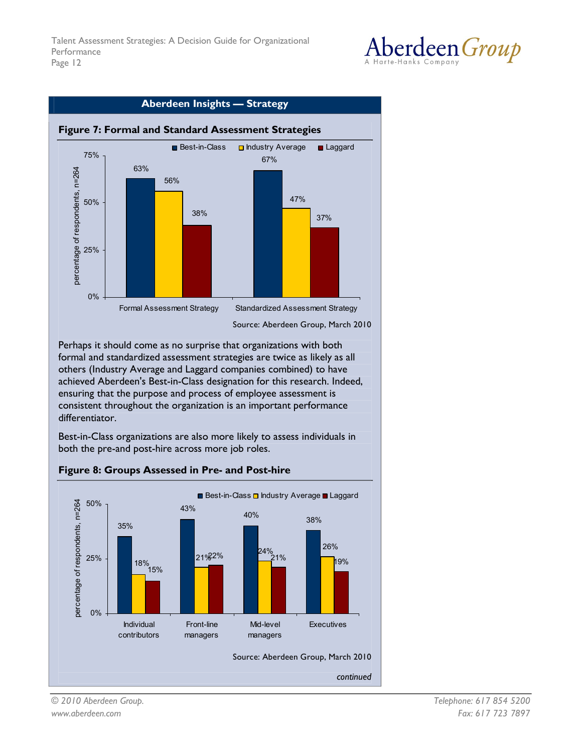**Aberdeen Insights — Strategy**

**Figure 7: Formal and Standard Assessment Strategies**

| | Best-in-Class | Industry Average | Laggard |
|---|---|---|---|
| Formal Assessment Strategy | 63% | 56% | 38% |
| Standardized Assessment Strategy | 67% | 47% | 37% |

(percentage of respondents, n=264)

Source: Aberdeen Group, March 2010

Perhaps it should come as no surprise that organizations with both formal and standardized assessment strategies are twice as likely as all others (Industry Average and Laggard companies combined) to have achieved Aberdeen's Best-in-Class designation for this research. Indeed, ensuring that the purpose and process of employee assessment is consistent throughout the organization is an important performance differentiator.

Best-in-Class organizations are also more likely to assess individuals in both the pre-and post-hire across more job roles.

**Figure 8: Groups Assessed in Pre- and Post-hire**

| | Best-in-Class | Industry Average | Laggard |
|---|---|---|---|
| Individual contributors | 35% | 18% | 15% |
| Front-line managers | 43% | 21% | 22% |
| Mid-level managers | 40% | 24% | 21% |
| Executives | 38% | 26% | 19% |

(percentage of respondents, n=264)

Source: Aberdeen Group, March 2010

*continued*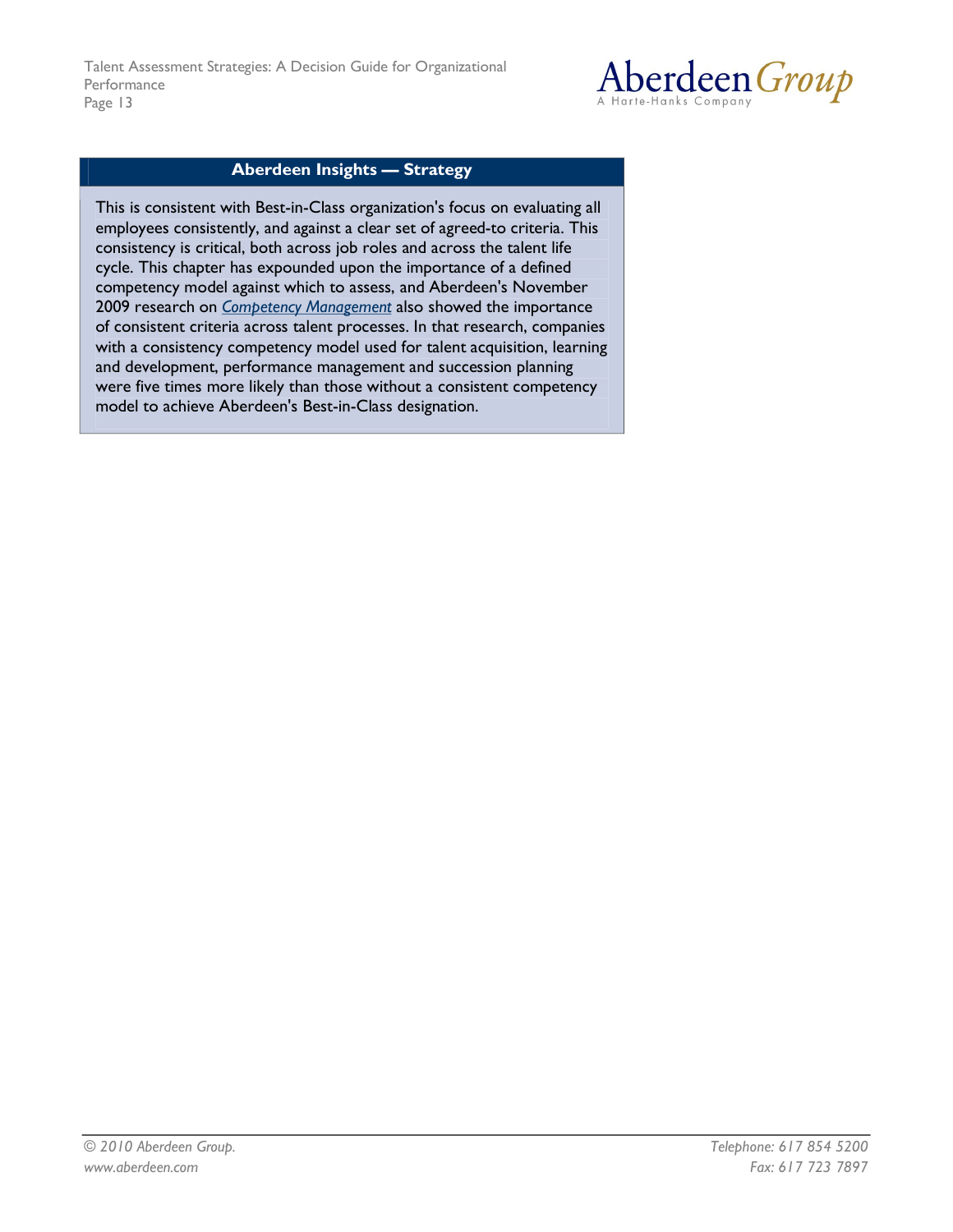**Aberdeen Insights — Strategy**

This is consistent with Best-in-Class organization's focus on evaluating all employees consistently, and against a clear set of agreed-to criteria. This consistency is critical, both across job roles and across the talent life cycle. This chapter has expounded upon the importance of a defined competency model against which to assess, and Aberdeen's November 2009 research on *Competency Management* also showed the importance of consistent criteria across talent processes. In that research, companies with a consistency competency model used for talent acquisition, learning and development, performance management and succession planning were five times more likely than those without a consistent competency model to achieve Aberdeen's Best-in-Class designation.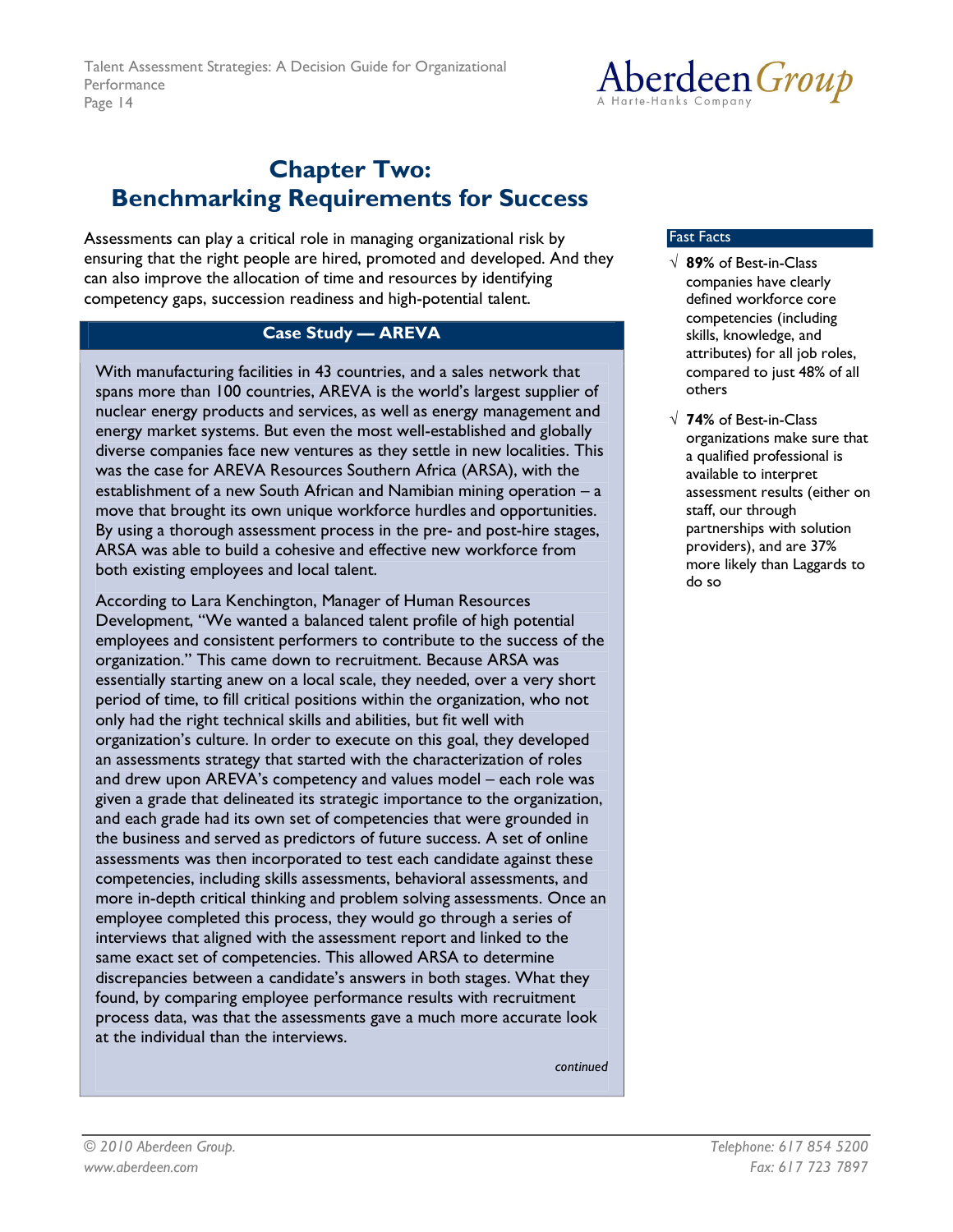# Chapter Two: Benchmarking Requirements for Success

Assessments can play a critical role in managing organizational risk by ensuring that the right people are hired, promoted and developed. And they can also improve the allocation of time and resources by identifying competency gaps, succession readiness and high-potential talent.

### Case Study — AREVA

With manufacturing facilities in 43 countries, and a sales network that spans more than 100 countries, AREVA is the world's largest supplier of nuclear energy products and services, as well as energy management and energy market systems. But even the most well-established and globally diverse companies face new ventures as they settle in new localities. This was the case for AREVA Resources Southern Africa (ARSA), with the establishment of a new South African and Namibian mining operation – a move that brought its own unique workforce hurdles and opportunities. By using a thorough assessment process in the pre- and post-hire stages, ARSA was able to build a cohesive and effective new workforce from both existing employees and local talent.

According to Lara Kenchington, Manager of Human Resources Development, "We wanted a balanced talent profile of high potential employees and consistent performers to contribute to the success of the organization." This came down to recruitment. Because ARSA was essentially starting anew on a local scale, they needed, over a very short period of time, to fill critical positions within the organization, who not only had the right technical skills and abilities, but fit well with organization's culture. In order to execute on this goal, they developed an assessments strategy that started with the characterization of roles and drew upon AREVA's competency and values model – each role was given a grade that delineated its strategic importance to the organization, and each grade had its own set of competencies that were grounded in the business and served as predictors of future success. A set of online assessments was then incorporated to test each candidate against these competencies, including skills assessments, behavioral assessments, and more in-depth critical thinking and problem solving assessments. Once an employee completed this process, they would go through a series of interviews that aligned with the assessment report and linked to the same exact set of competencies. This allowed ARSA to determine discrepancies between a candidate's answers in both stages. What they found, by comparing employee performance results with recruitment process data, was that the assessments gave a much more accurate look at the individual than the interviews.

*continued*

**Fast Facts**

- √ **89%** of Best-in-Class companies have clearly defined workforce core competencies (including skills, knowledge, and attributes) for all job roles, compared to just 48% of all others
- √ **74%** of Best-in-Class organizations make sure that a qualified professional is available to interpret assessment results (either on staff, our through partnerships with solution providers), and are 37% more likely than Laggards to do so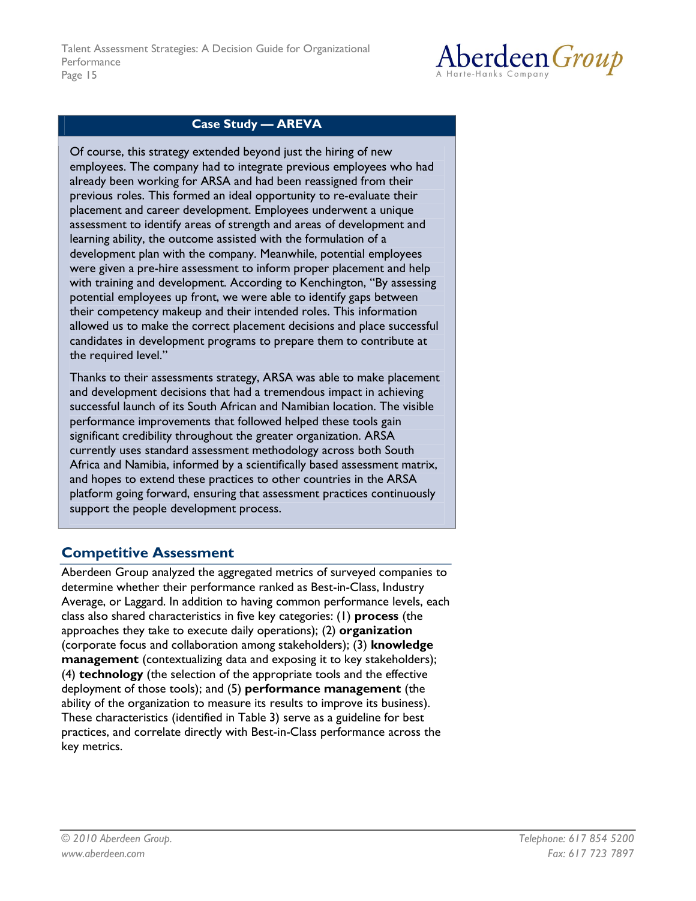**Case Study — AREVA**

Of course, this strategy extended beyond just the hiring of new employees. The company had to integrate previous employees who had already been working for ARSA and had been reassigned from their previous roles. This formed an ideal opportunity to re-evaluate their placement and career development. Employees underwent a unique assessment to identify areas of strength and areas of development and learning ability, the outcome assisted with the formulation of a development plan with the company. Meanwhile, potential employees were given a pre-hire assessment to inform proper placement and help with training and development. According to Kenchington, "By assessing potential employees up front, we were able to identify gaps between their competency makeup and their intended roles. This information allowed us to make the correct placement decisions and place successful candidates in development programs to prepare them to contribute at the required level."

Thanks to their assessments strategy, ARSA was able to make placement and development decisions that had a tremendous impact in achieving successful launch of its South African and Namibian location. The visible performance improvements that followed helped these tools gain significant credibility throughout the greater organization. ARSA currently uses standard assessment methodology across both South Africa and Namibia, informed by a scientifically based assessment matrix, and hopes to extend these practices to other countries in the ARSA platform going forward, ensuring that assessment practices continuously support the people development process.

## Competitive Assessment

Aberdeen Group analyzed the aggregated metrics of surveyed companies to determine whether their performance ranked as Best-in-Class, Industry Average, or Laggard. In addition to having common performance levels, each class also shared characteristics in five key categories: (1) **process** (the approaches they take to execute daily operations); (2) **organization** (corporate focus and collaboration among stakeholders); (3) **knowledge management** (contextualizing data and exposing it to key stakeholders); (4) **technology** (the selection of the appropriate tools and the effective deployment of those tools); and (5) **performance management** (the ability of the organization to measure its results to improve its business). These characteristics (identified in Table 3) serve as a guideline for best practices, and correlate directly with Best-in-Class performance across the key metrics.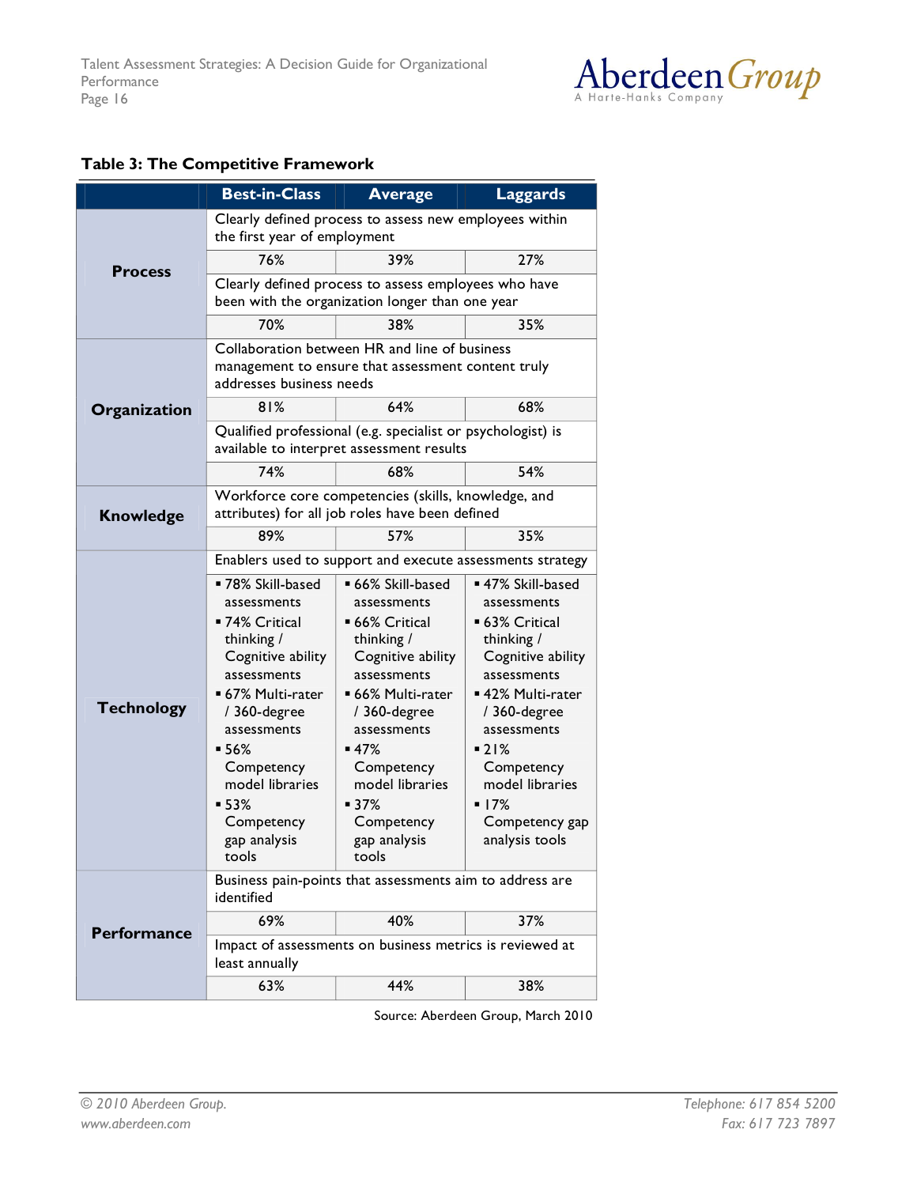**Table 3: The Competitive Framework**

| | Best-in-Class | Average | Laggards |
|---|---|---|---|
| **Process** | Clearly defined process to assess new employees within the first year of employment | | |
| | 76% | 39% | 27% |
| | Clearly defined process to assess employees who have been with the organization longer than one year | | |
| | 70% | 38% | 35% |
| **Organization** | Collaboration between HR and line of business management to ensure that assessment content truly addresses business needs | | |
| | 81% | 64% | 68% |
| | Qualified professional (e.g. specialist or psychologist) is available to interpret assessment results | | |
| | 74% | 68% | 54% |
| **Knowledge** | Workforce core competencies (skills, knowledge, and attributes) for all job roles have been defined | | |
| | 89% | 57% | 35% |
| **Technology** | Enablers used to support and execute assessments strategy | | |
| | ▪ 78% Skill-based assessments<br>▪ 74% Critical thinking / Cognitive ability assessments<br>▪ 67% Multi-rater / 360-degree assessments<br>▪ 56% Competency model libraries<br>▪ 53% Competency gap analysis tools | ▪ 66% Skill-based assessments<br>▪ 66% Critical thinking / Cognitive ability assessments<br>▪ 66% Multi-rater / 360-degree assessments<br>▪ 47% Competency model libraries<br>▪ 37% Competency gap analysis tools | ▪ 47% Skill-based assessments<br>▪ 63% Critical thinking / Cognitive ability assessments<br>▪ 42% Multi-rater / 360-degree assessments<br>▪ 21% Competency model libraries<br>▪ 17% Competency gap analysis tools |
| **Performance** | Business pain-points that assessments aim to address are identified | | |
| | 69% | 40% | 37% |
| | Impact of assessments on business metrics is reviewed at least annually | | |
| | 63% | 44% | 38% |

Source: Aberdeen Group, March 2010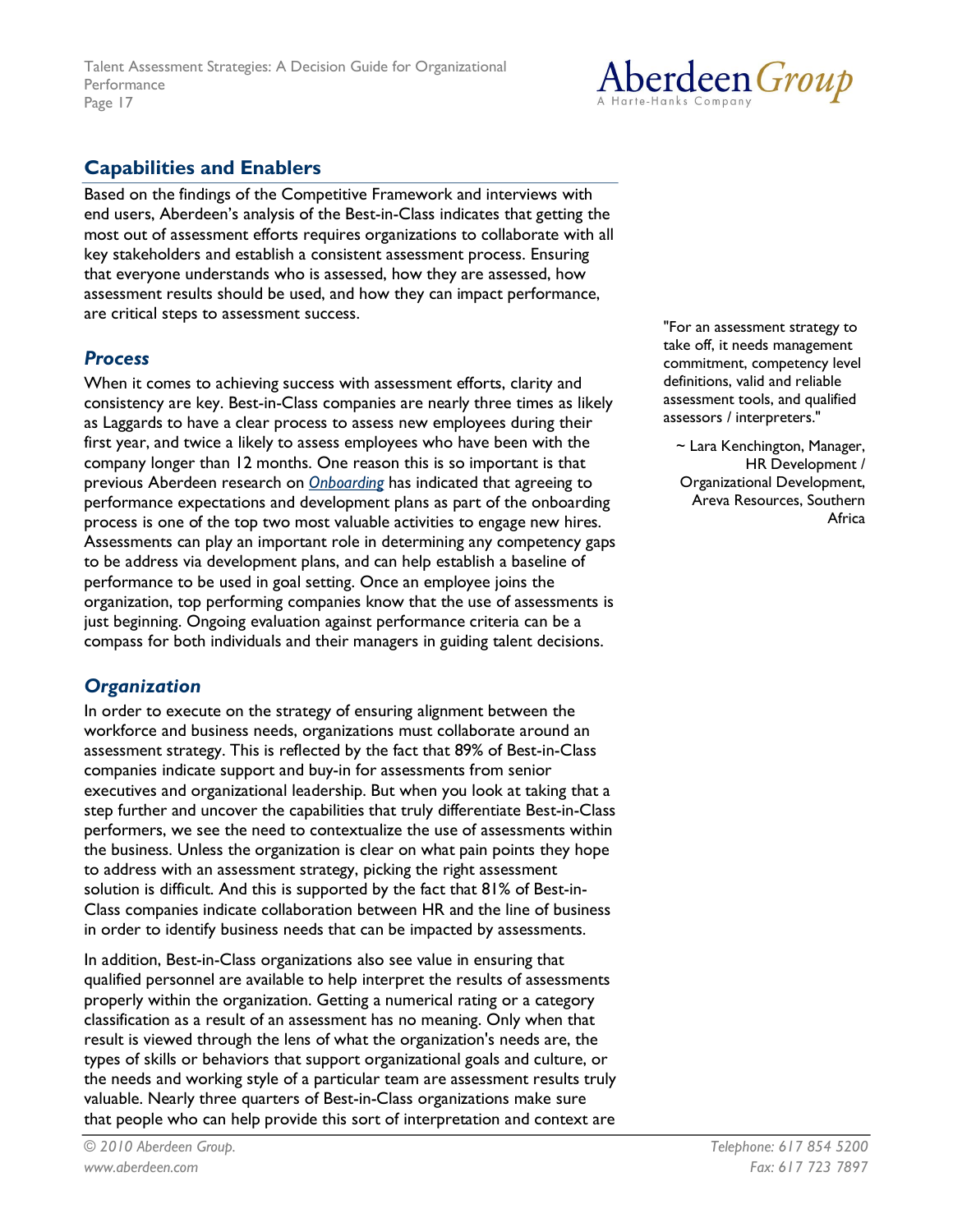## Capabilities and Enablers

Based on the findings of the Competitive Framework and interviews with end users, Aberdeen's analysis of the Best-in-Class indicates that getting the most out of assessment efforts requires organizations to collaborate with all key stakeholders and establish a consistent assessment process. Ensuring that everyone understands who is assessed, how they are assessed, how assessment results should be used, and how they can impact performance, are critical steps to assessment success.

> "For an assessment strategy to take off, it needs management commitment, competency level definitions, valid and reliable assessment tools, and qualified assessors / interpreters."
>
> ~ Lara Kenchington, Manager, HR Development / Organizational Development, Areva Resources, Southern Africa

### *Process*

When it comes to achieving success with assessment efforts, clarity and consistency are key. Best-in-Class companies are nearly three times as likely as Laggards to have a clear process to assess new employees during their first year, and twice a likely to assess employees who have been with the company longer than 12 months. One reason this is so important is that previous Aberdeen research on *Onboarding* has indicated that agreeing to performance expectations and development plans as part of the onboarding process is one of the top two most valuable activities to engage new hires. Assessments can play an important role in determining any competency gaps to be address via development plans, and can help establish a baseline of performance to be used in goal setting. Once an employee joins the organization, top performing companies know that the use of assessments is just beginning. Ongoing evaluation against performance criteria can be a compass for both individuals and their managers in guiding talent decisions.

### *Organization*

In order to execute on the strategy of ensuring alignment between the workforce and business needs, organizations must collaborate around an assessment strategy. This is reflected by the fact that 89% of Best-in-Class companies indicate support and buy-in for assessments from senior executives and organizational leadership. But when you look at taking that a step further and uncover the capabilities that truly differentiate Best-in-Class performers, we see the need to contextualize the use of assessments within the business. Unless the organization is clear on what pain points they hope to address with an assessment strategy, picking the right assessment solution is difficult. And this is supported by the fact that 81% of Best-in-Class companies indicate collaboration between HR and the line of business in order to identify business needs that can be impacted by assessments.

In addition, Best-in-Class organizations also see value in ensuring that qualified personnel are available to help interpret the results of assessments properly within the organization. Getting a numerical rating or a category classification as a result of an assessment has no meaning. Only when that result is viewed through the lens of what the organization's needs are, the types of skills or behaviors that support organizational goals and culture, or the needs and working style of a particular team are assessment results truly valuable. Nearly three quarters of Best-in-Class organizations make sure that people who can help provide this sort of interpretation and context are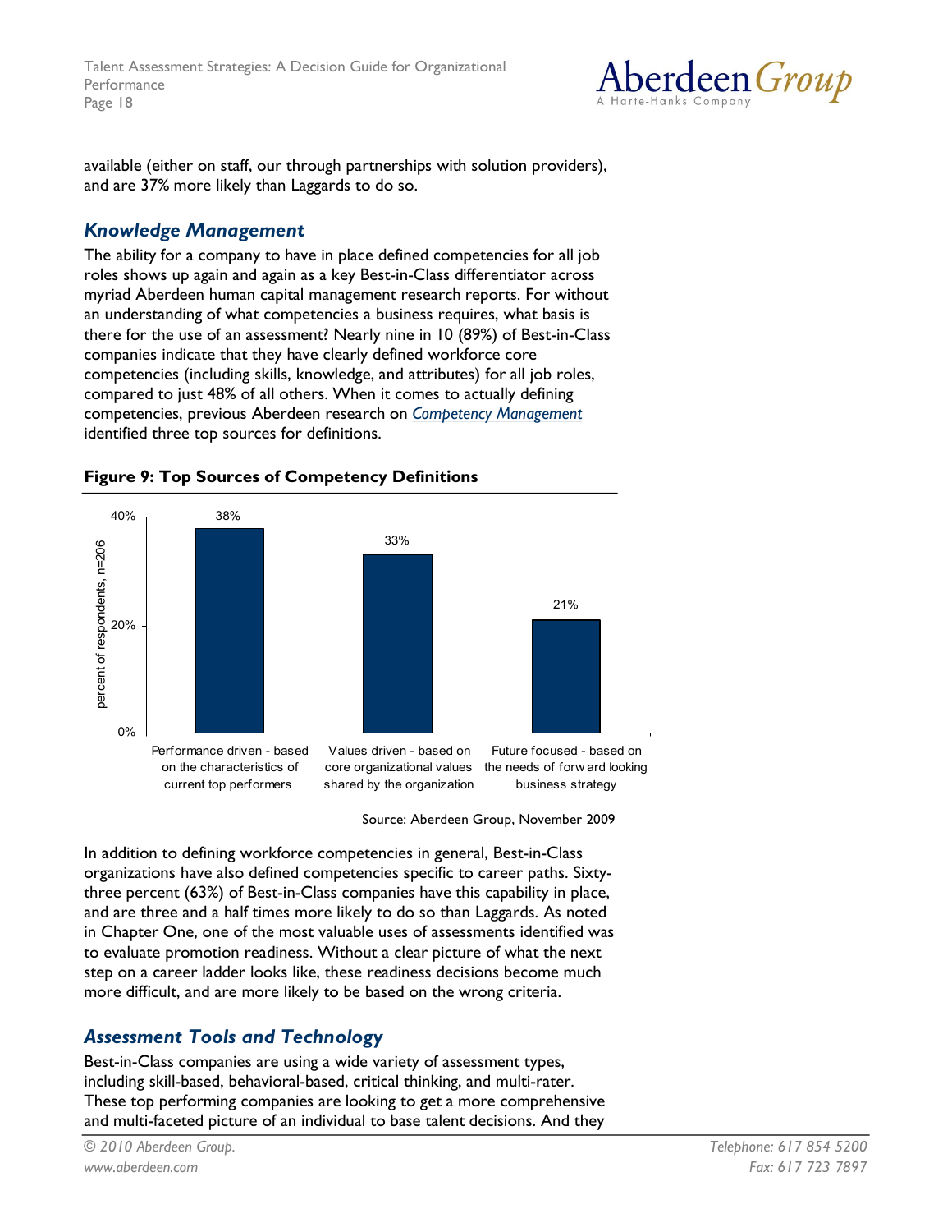available (either on staff, our through partnerships with solution providers), and are 37% more likely than Laggards to do so.

## *Knowledge Management*

The ability for a company to have in place defined competencies for all job roles shows up again and again as a key Best-in-Class differentiator across myriad Aberdeen human capital management research reports. For without an understanding of what competencies a business requires, what basis is there for the use of an assessment? Nearly nine in 10 (89%) of Best-in-Class companies indicate that they have clearly defined workforce core competencies (including skills, knowledge, and attributes) for all job roles, compared to just 48% of all others. When it comes to actually defining competencies, previous Aberdeen research on *Competency Management* identified three top sources for definitions.

**Figure 9: Top Sources of Competency Definitions**

| Source of competency definitions | Percent of respondents, n=206 |
|---|---|
| Performance driven - based on the characteristics of current top performers | 38% |
| Values driven - based on core organizational values shared by the organization | 33% |
| Future focused - based on the needs of forward looking business strategy | 21% |

Source: Aberdeen Group, November 2009

In addition to defining workforce competencies in general, Best-in-Class organizations have also defined competencies specific to career paths. Sixty-three percent (63%) of Best-in-Class companies have this capability in place, and are three and a half times more likely to do so than Laggards. As noted in Chapter One, one of the most valuable uses of assessments identified was to evaluate promotion readiness. Without a clear picture of what the next step on a career ladder looks like, these readiness decisions become much more difficult, and are more likely to be based on the wrong criteria.

## *Assessment Tools and Technology*

Best-in-Class companies are using a wide variety of assessment types, including skill-based, behavioral-based, critical thinking, and multi-rater. These top performing companies are looking to get a more comprehensive and multi-faceted picture of an individual to base talent decisions. And they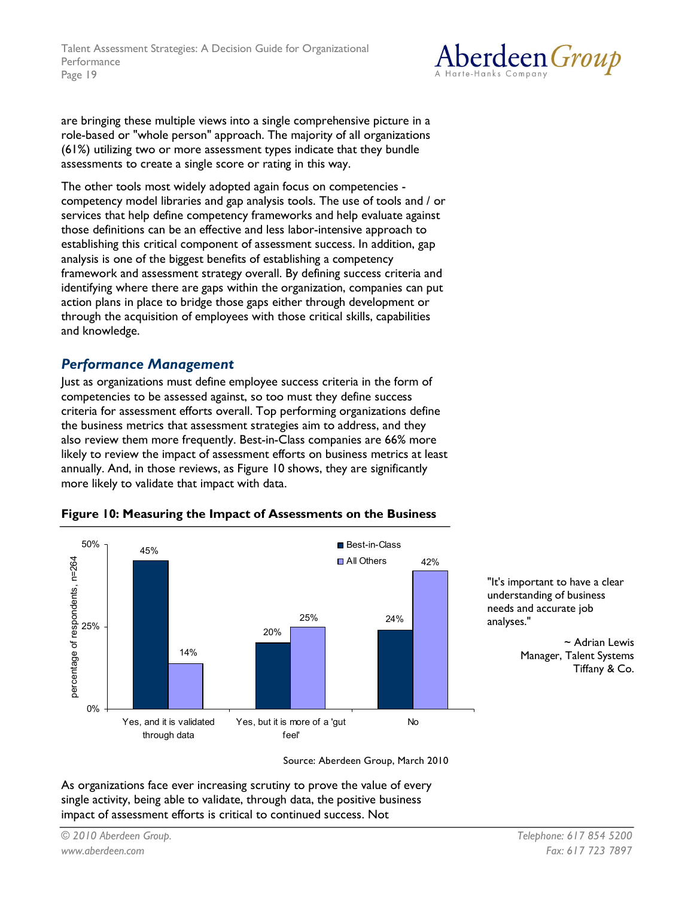are bringing these multiple views into a single comprehensive picture in a role-based or "whole person" approach. The majority of all organizations (61%) utilizing two or more assessment types indicate that they bundle assessments to create a single score or rating in this way.

The other tools most widely adopted again focus on competencies - competency model libraries and gap analysis tools. The use of tools and / or services that help define competency frameworks and help evaluate against those definitions can be an effective and less labor-intensive approach to establishing this critical component of assessment success. In addition, gap analysis is one of the biggest benefits of establishing a competency framework and assessment strategy overall. By defining success criteria and identifying where there are gaps within the organization, companies can put action plans in place to bridge those gaps either through development or through the acquisition of employees with those critical skills, capabilities and knowledge.

## *Performance Management*

Just as organizations must define employee success criteria in the form of competencies to be assessed against, so too must they define success criteria for assessment efforts overall. Top performing organizations define the business metrics that assessment strategies aim to address, and they also review them more frequently. Best-in-Class companies are 66% more likely to review the impact of assessment efforts on business metrics at least annually. And, in those reviews, as Figure 10 shows, they are significantly more likely to validate that impact with data.

**Figure 10: Measuring the Impact of Assessments on the Business**

| percentage of respondents, n=264 | Best-in-Class | All Others |
|---|---|---|
| Yes, and it is validated through data | 45% | 14% |
| Yes, but it is more of a 'gut feel' | 20% | 25% |
| No | 24% | 42% |

Source: Aberdeen Group, March 2010

"It's important to have a clear understanding of business needs and accurate job analyses."

~ Adrian Lewis
Manager, Talent Systems
Tiffany & Co.

As organizations face ever increasing scrutiny to prove the value of every single activity, being able to validate, through data, the positive business impact of assessment efforts is critical to continued success. Not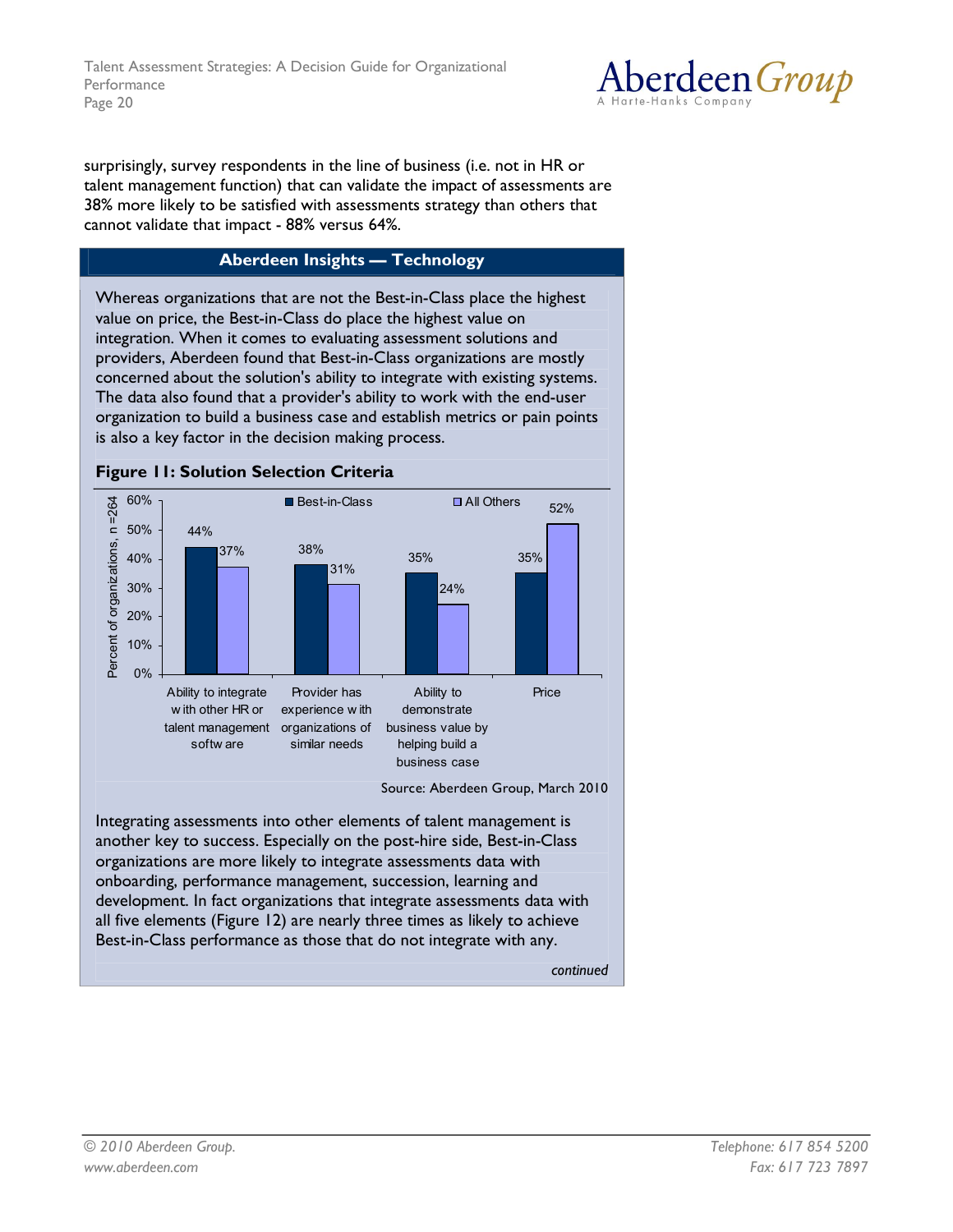surprisingly, survey respondents in the line of business (i.e. not in HR or talent management function) that can validate the impact of assessments are 38% more likely to be satisfied with assessments strategy than others that cannot validate that impact - 88% versus 64%.

## Aberdeen Insights — Technology

Whereas organizations that are not the Best-in-Class place the highest value on price, the Best-in-Class do place the highest value on integration. When it comes to evaluating assessment solutions and providers, Aberdeen found that Best-in-Class organizations are mostly concerned about the solution's ability to integrate with existing systems. The data also found that a provider's ability to work with the end-user organization to build a business case and establish metrics or pain points is also a key factor in the decision making process.

**Figure 11: Solution Selection Criteria**

| Percent of organizations, n =264 | Best-in-Class | All Others |
|---|---|---|
| Ability to integrate with other HR or talent management software | 44% | 37% |
| Provider has experience with organizations of similar needs | 38% | 31% |
| Ability to demonstrate business value by helping build a business case | 35% | 24% |
| Price | 35% | 52% |

Source: Aberdeen Group, March 2010

Integrating assessments into other elements of talent management is another key to success. Especially on the post-hire side, Best-in-Class organizations are more likely to integrate assessments data with onboarding, performance management, succession, learning and development. In fact organizations that integrate assessments data with all five elements (Figure 12) are nearly three times as likely to achieve Best-in-Class performance as those that do not integrate with any.

*continued*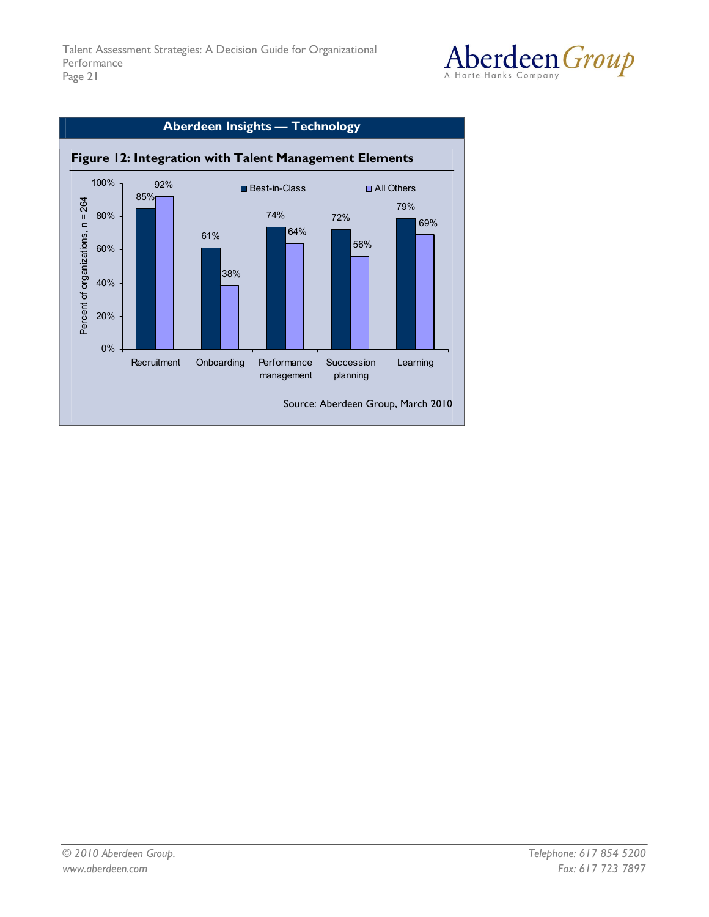**Aberdeen Insights — Technology**

**Figure 12: Integration with Talent Management Elements**

| | Best-in-Class | All Others |
|---|---|---|
| Recruitment | 85% | 92% |
| Onboarding | 61% | 38% |
| Performance management | 74% | 64% |
| Succession planning | 72% | 56% |
| Learning | 79% | 69% |

Percent of organizations, n = 264

Source: Aberdeen Group, March 2010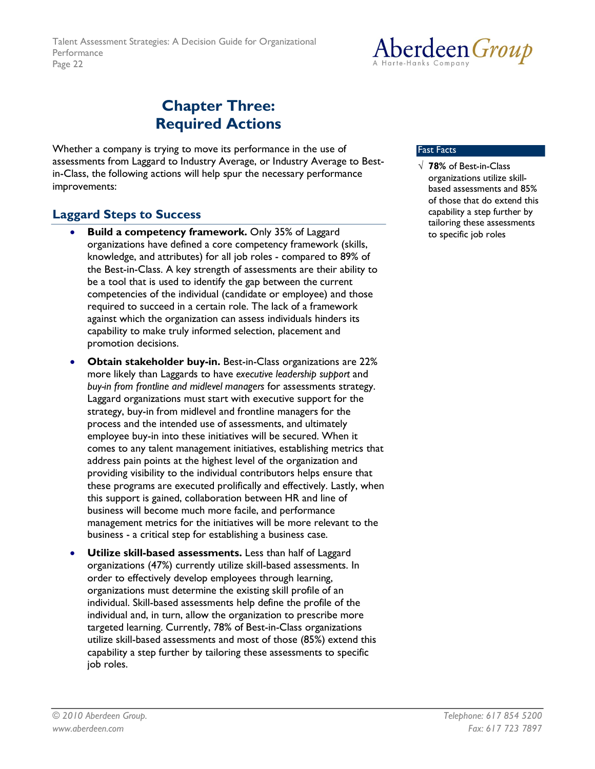# Chapter Three: Required Actions

Whether a company is trying to move its performance in the use of assessments from Laggard to Industry Average, or Industry Average to Best-in-Class, the following actions will help spur the necessary performance improvements:

## Laggard Steps to Success

- **Build a competency framework.** Only 35% of Laggard organizations have defined a core competency framework (skills, knowledge, and attributes) for all job roles - compared to 89% of the Best-in-Class. A key strength of assessments are their ability to be a tool that is used to identify the gap between the current competencies of the individual (candidate or employee) and those required to succeed in a certain role. The lack of a framework against which the organization can assess individuals hinders its capability to make truly informed selection, placement and promotion decisions.
- **Obtain stakeholder buy-in.** Best-in-Class organizations are 22% more likely than Laggards to have *executive leadership support* and *buy-in from frontline and midlevel managers* for assessments strategy. Laggard organizations must start with executive support for the strategy, buy-in from midlevel and frontline managers for the process and the intended use of assessments, and ultimately employee buy-in into these initiatives will be secured. When it comes to any talent management initiatives, establishing metrics that address pain points at the highest level of the organization and providing visibility to the individual contributors helps ensure that these programs are executed prolifically and effectively. Lastly, when this support is gained, collaboration between HR and line of business will become much more facile, and performance management metrics for the initiatives will be more relevant to the business - a critical step for establishing a business case.
- **Utilize skill-based assessments.** Less than half of Laggard organizations (47%) currently utilize skill-based assessments. In order to effectively develop employees through learning, organizations must determine the existing skill profile of an individual. Skill-based assessments help define the profile of the individual and, in turn, allow the organization to prescribe more targeted learning. Currently, 78% of Best-in-Class organizations utilize skill-based assessments and most of those (85%) extend this capability a step further by tailoring these assessments to specific job roles.

**Fast Facts**

√ **78%** of Best-in-Class organizations utilize skill-based assessments and 85% of those that do extend this capability a step further by tailoring these assessments to specific job roles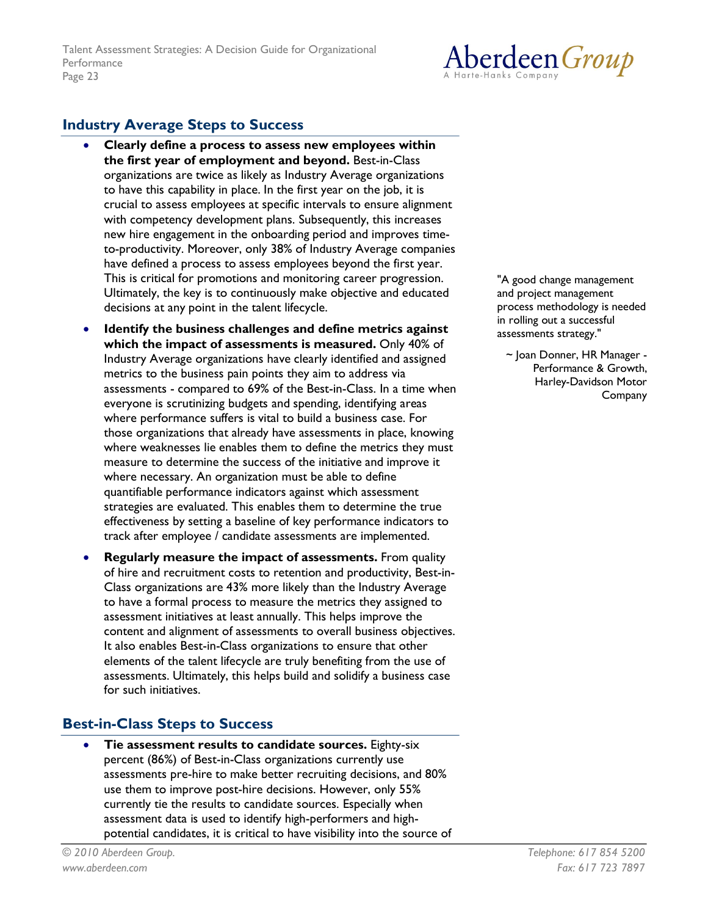## Industry Average Steps to Success

- **Clearly define a process to assess new employees within the first year of employment and beyond.** Best-in-Class organizations are twice as likely as Industry Average organizations to have this capability in place. In the first year on the job, it is crucial to assess employees at specific intervals to ensure alignment with competency development plans. Subsequently, this increases new hire engagement in the onboarding period and improves time-to-productivity. Moreover, only 38% of Industry Average companies have defined a process to assess employees beyond the first year. This is critical for promotions and monitoring career progression. Ultimately, the key is to continuously make objective and educated decisions at any point in the talent lifecycle.

- **Identify the business challenges and define metrics against which the impact of assessments is measured.** Only 40% of Industry Average organizations have clearly identified and assigned metrics to the business pain points they aim to address via assessments - compared to 69% of the Best-in-Class. In a time when everyone is scrutinizing budgets and spending, identifying areas where performance suffers is vital to build a business case. For those organizations that already have assessments in place, knowing where weaknesses lie enables them to define the metrics they must measure to determine the success of the initiative and improve it where necessary. An organization must be able to define quantifiable performance indicators against which assessment strategies are evaluated. This enables them to determine the true effectiveness by setting a baseline of key performance indicators to track after employee / candidate assessments are implemented.

- **Regularly measure the impact of assessments.** From quality of hire and recruitment costs to retention and productivity, Best-in-Class organizations are 43% more likely than the Industry Average to have a formal process to measure the metrics they assigned to assessment initiatives at least annually. This helps improve the content and alignment of assessments to overall business objectives. It also enables Best-in-Class organizations to ensure that other elements of the talent lifecycle are truly benefiting from the use of assessments. Ultimately, this helps build and solidify a business case for such initiatives.

"A good change management and project management process methodology is needed in rolling out a successful assessments strategy."

~ Joan Donner, HR Manager - Performance & Growth, Harley-Davidson Motor Company

## Best-in-Class Steps to Success

- **Tie assessment results to candidate sources.** Eighty-six percent (86%) of Best-in-Class organizations currently use assessments pre-hire to make better recruiting decisions, and 80% use them to improve post-hire decisions. However, only 55% currently tie the results to candidate sources. Especially when assessment data is used to identify high-performers and high-potential candidates, it is critical to have visibility into the source of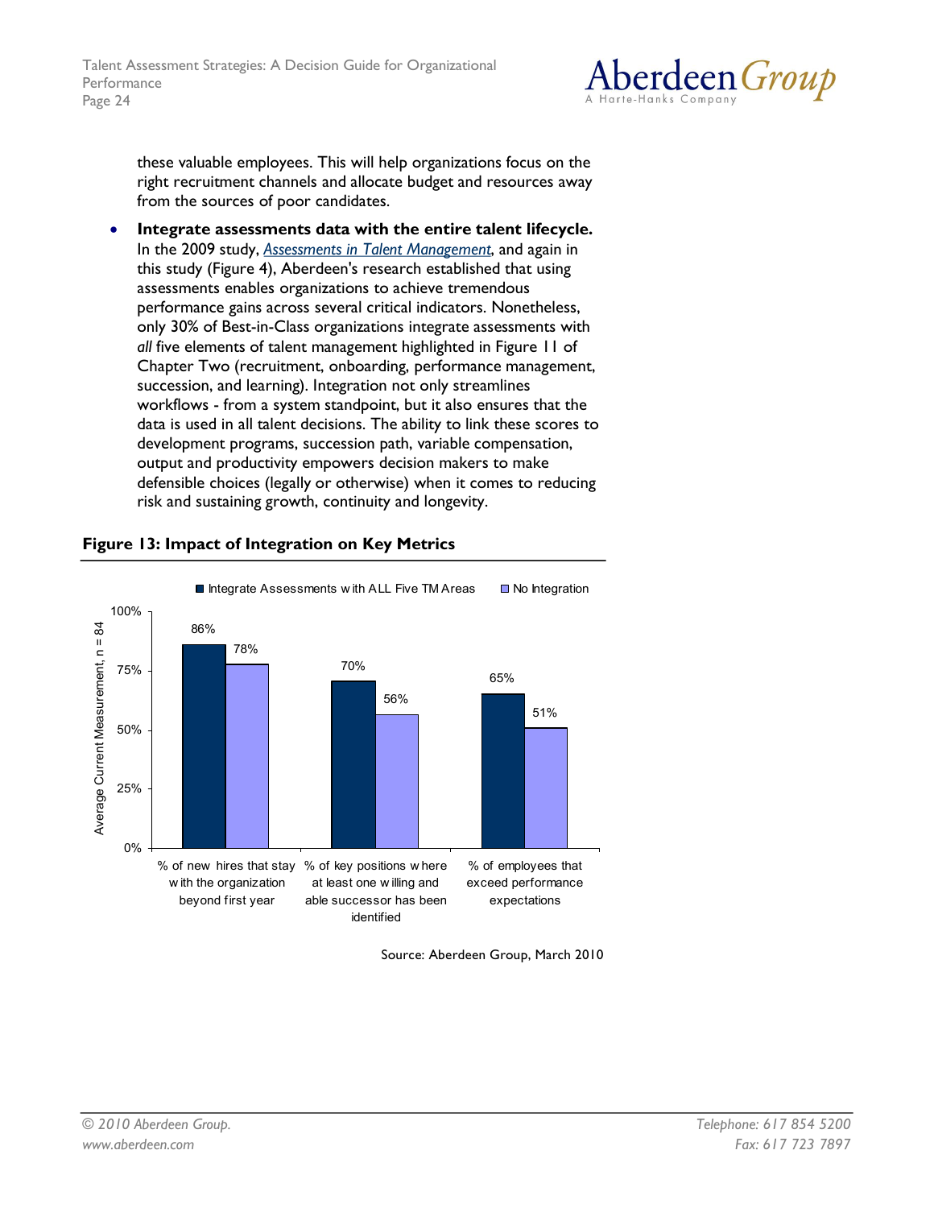these valuable employees. This will help organizations focus on the right recruitment channels and allocate budget and resources away from the sources of poor candidates.

- **Integrate assessments data with the entire talent lifecycle.** In the 2009 study, *Assessments in Talent Management*, and again in this study (Figure 4), Aberdeen's research established that using assessments enables organizations to achieve tremendous performance gains across several critical indicators. Nonetheless, only 30% of Best-in-Class organizations integrate assessments with *all* five elements of talent management highlighted in Figure 11 of Chapter Two (recruitment, onboarding, performance management, succession, and learning). Integration not only streamlines workflows - from a system standpoint, but it also ensures that the data is used in all talent decisions. The ability to link these scores to development programs, succession path, variable compensation, output and productivity empowers decision makers to make defensible choices (legally or otherwise) when it comes to reducing risk and sustaining growth, continuity and longevity.

**Figure 13: Impact of Integration on Key Metrics**

| Average Current Measurement, n = 84 | Integrate Assessments with ALL Five TM Areas | No Integration |
|---|---|---|
| % of new hires that stay with the organization beyond first year | 86% | 78% |
| % of key positions where at least one willing and able successor has been identified | 70% | 56% |
| % of employees that exceed performance expectations | 65% | 51% |

Source: Aberdeen Group, March 2010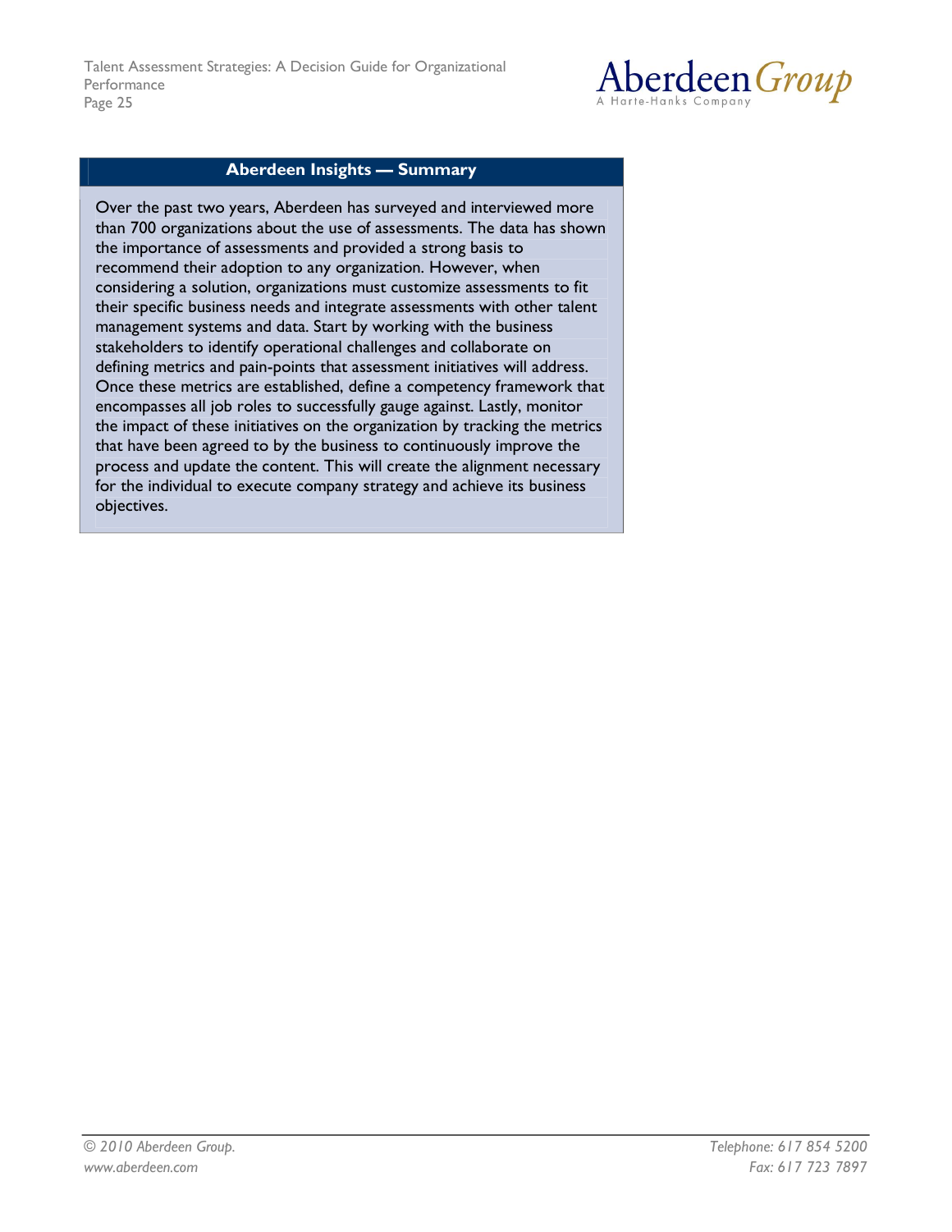## Aberdeen Insights — Summary

Over the past two years, Aberdeen has surveyed and interviewed more than 700 organizations about the use of assessments. The data has shown the importance of assessments and provided a strong basis to recommend their adoption to any organization. However, when considering a solution, organizations must customize assessments to fit their specific business needs and integrate assessments with other talent management systems and data. Start by working with the business stakeholders to identify operational challenges and collaborate on defining metrics and pain-points that assessment initiatives will address. Once these metrics are established, define a competency framework that encompasses all job roles to successfully gauge against. Lastly, monitor the impact of these initiatives on the organization by tracking the metrics that have been agreed to by the business to continuously improve the process and update the content. This will create the alignment necessary for the individual to execute company strategy and achieve its business objectives.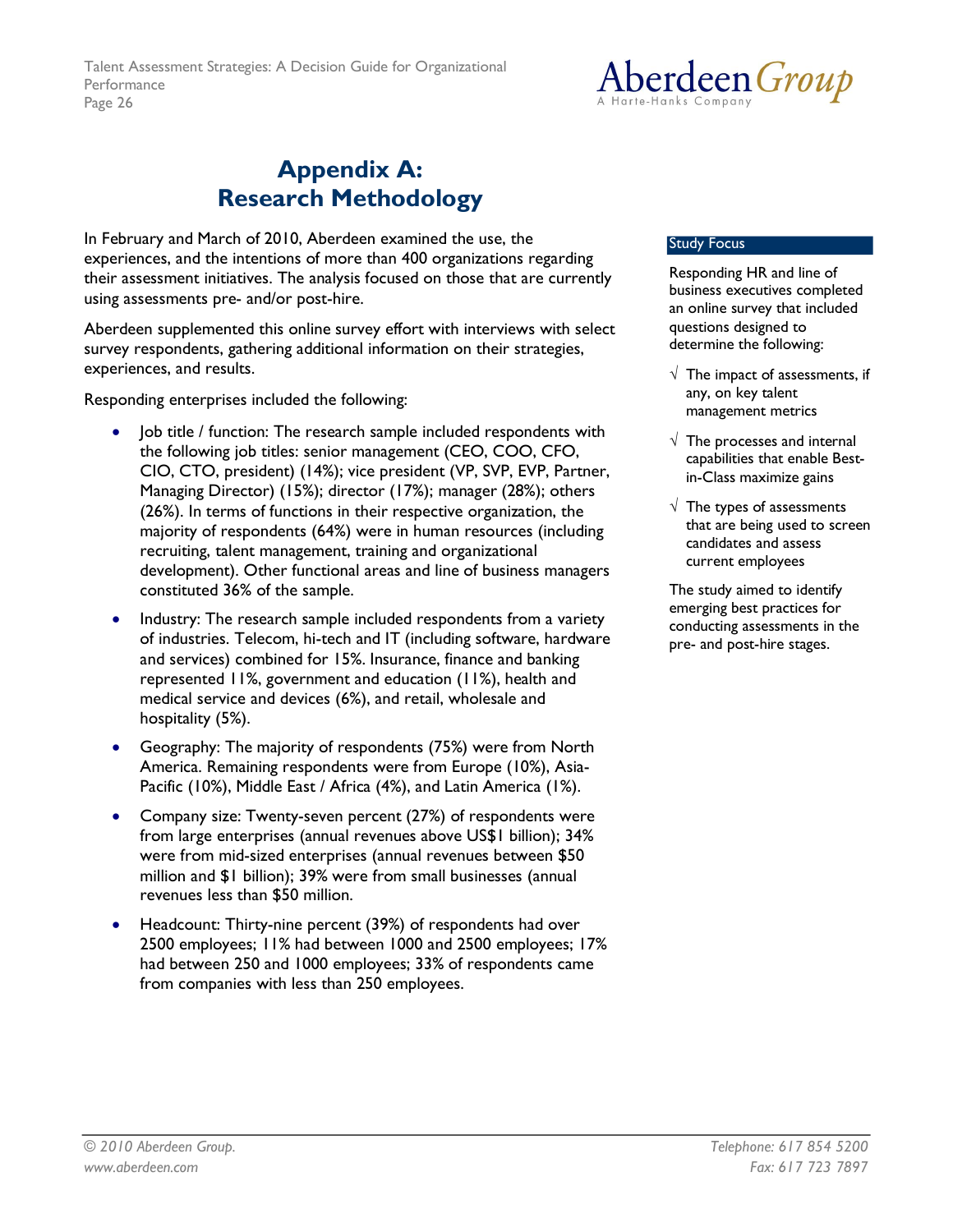# Appendix A: Research Methodology

In February and March of 2010, Aberdeen examined the use, the experiences, and the intentions of more than 400 organizations regarding their assessment initiatives. The analysis focused on those that are currently using assessments pre- and/or post-hire.

Aberdeen supplemented this online survey effort with interviews with select survey respondents, gathering additional information on their strategies, experiences, and results.

Responding enterprises included the following:

- Job title / function: The research sample included respondents with the following job titles: senior management (CEO, COO, CFO, CIO, CTO, president) (14%); vice president (VP, SVP, EVP, Partner, Managing Director) (15%); director (17%); manager (28%); others (26%). In terms of functions in their respective organization, the majority of respondents (64%) were in human resources (including recruiting, talent management, training and organizational development). Other functional areas and line of business managers constituted 36% of the sample.
- Industry: The research sample included respondents from a variety of industries. Telecom, hi-tech and IT (including software, hardware and services) combined for 15%. Insurance, finance and banking represented 11%, government and education (11%), health and medical service and devices (6%), and retail, wholesale and hospitality (5%).
- Geography: The majority of respondents (75%) were from North America. Remaining respondents were from Europe (10%), Asia-Pacific (10%), Middle East / Africa (4%), and Latin America (1%).
- Company size: Twenty-seven percent (27%) of respondents were from large enterprises (annual revenues above US$1 billion); 34% were from mid-sized enterprises (annual revenues between $50 million and $1 billion); 39% were from small businesses (annual revenues less than $50 million.
- Headcount: Thirty-nine percent (39%) of respondents had over 2500 employees; 11% had between 1000 and 2500 employees; 17% had between 250 and 1000 employees; 33% of respondents came from companies with less than 250 employees.

**Study Focus**

Responding HR and line of business executives completed an online survey that included questions designed to determine the following:

- √ The impact of assessments, if any, on key talent management metrics
- √ The processes and internal capabilities that enable Best-in-Class maximize gains
- √ The types of assessments that are being used to screen candidates and assess current employees

The study aimed to identify emerging best practices for conducting assessments in the pre- and post-hire stages.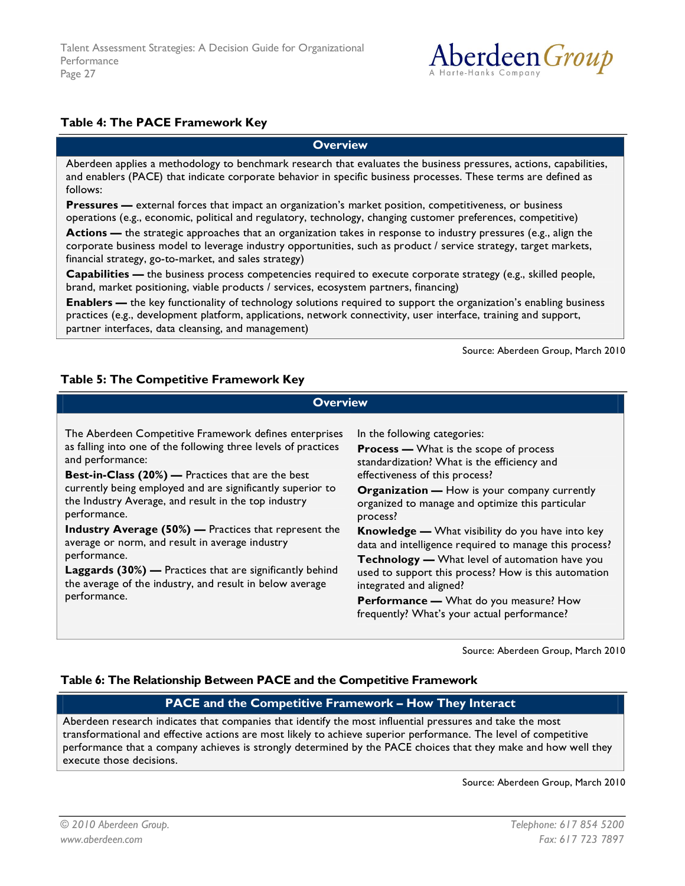### Table 4: The PACE Framework Key

| Overview |
|---|
| Aberdeen applies a methodology to benchmark research that evaluates the business pressures, actions, capabilities, and enablers (PACE) that indicate corporate behavior in specific business processes. These terms are defined as follows:<br>**Pressures —** external forces that impact an organization's market position, competitiveness, or business operations (e.g., economic, political and regulatory, technology, changing customer preferences, competitive)<br>**Actions —** the strategic approaches that an organization takes in response to industry pressures (e.g., align the corporate business model to leverage industry opportunities, such as product / service strategy, target markets, financial strategy, go-to-market, and sales strategy)<br>**Capabilities —** the business process competencies required to execute corporate strategy (e.g., skilled people, brand, market positioning, viable products / services, ecosystem partners, financing)<br>**Enablers —** the key functionality of technology solutions required to support the organization's enabling business practices (e.g., development platform, applications, network connectivity, user interface, training and support, partner interfaces, data cleansing, and management) |

Source: Aberdeen Group, March 2010

### Table 5: The Competitive Framework Key

| Overview | |
|---|---|
| The Aberdeen Competitive Framework defines enterprises as falling into one of the following three levels of practices and performance:<br>**Best-in-Class (20%) —** Practices that are the best currently being employed and are significantly superior to the Industry Average, and result in the top industry performance.<br>**Industry Average (50%) —** Practices that represent the average or norm, and result in average industry performance.<br>**Laggards (30%) —** Practices that are significantly behind the average of the industry, and result in below average performance. | In the following categories:<br>**Process —** What is the scope of process standardization? What is the efficiency and effectiveness of this process?<br>**Organization —** How is your company currently organized to manage and optimize this particular process?<br>**Knowledge —** What visibility do you have into key data and intelligence required to manage this process?<br>**Technology —** What level of automation have you used to support this process? How is this automation integrated and aligned?<br>**Performance —** What do you measure? How frequently? What's your actual performance? |

Source: Aberdeen Group, March 2010

### Table 6: The Relationship Between PACE and the Competitive Framework

| PACE and the Competitive Framework – How They Interact |
|---|
| Aberdeen research indicates that companies that identify the most influential pressures and take the most transformational and effective actions are most likely to achieve superior performance. The level of competitive performance that a company achieves is strongly determined by the PACE choices that they make and how well they execute those decisions. |

Source: Aberdeen Group, March 2010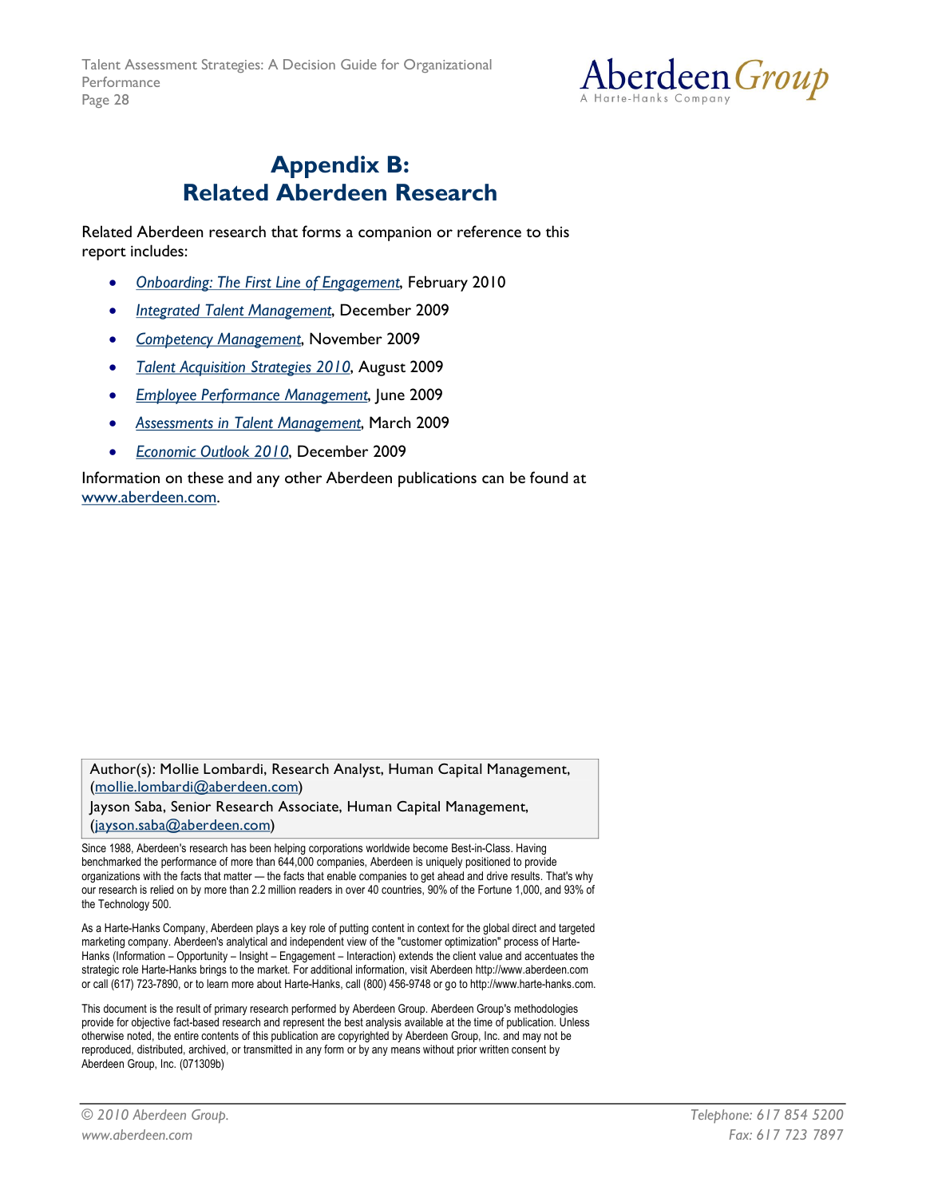# Appendix B: Related Aberdeen Research

Related Aberdeen research that forms a companion or reference to this report includes:

- *Onboarding: The First Line of Engagement*, February 2010
- *Integrated Talent Management*, December 2009
- *Competency Management*, November 2009
- *Talent Acquisition Strategies 2010*, August 2009
- *Employee Performance Management*, June 2009
- *Assessments in Talent Management*, March 2009
- *Economic Outlook 2010*, December 2009

Information on these and any other Aberdeen publications can be found at www.aberdeen.com.

Author(s): Mollie Lombardi, Research Analyst, Human Capital Management, (mollie.lombardi@aberdeen.com)

Jayson Saba, Senior Research Associate, Human Capital Management, (jayson.saba@aberdeen.com)

Since 1988, Aberdeen's research has been helping corporations worldwide become Best-in-Class. Having benchmarked the performance of more than 644,000 companies, Aberdeen is uniquely positioned to provide organizations with the facts that matter — the facts that enable companies to get ahead and drive results. That's why our research is relied on by more than 2.2 million readers in over 40 countries, 90% of the Fortune 1,000, and 93% of the Technology 500.

As a Harte-Hanks Company, Aberdeen plays a key role of putting content in context for the global direct and targeted marketing company. Aberdeen's analytical and independent view of the "customer optimization" process of Harte-Hanks (Information – Opportunity – Insight – Engagement – Interaction) extends the client value and accentuates the strategic role Harte-Hanks brings to the market. For additional information, visit Aberdeen http://www.aberdeen.com or call (617) 723-7890, or to learn more about Harte-Hanks, call (800) 456-9748 or go to http://www.harte-hanks.com.

This document is the result of primary research performed by Aberdeen Group. Aberdeen Group's methodologies provide for objective fact-based research and represent the best analysis available at the time of publication. Unless otherwise noted, the entire contents of this publication are copyrighted by Aberdeen Group, Inc. and may not be reproduced, distributed, archived, or transmitted in any form or by any means without prior written consent by Aberdeen Group, Inc. (071309b)